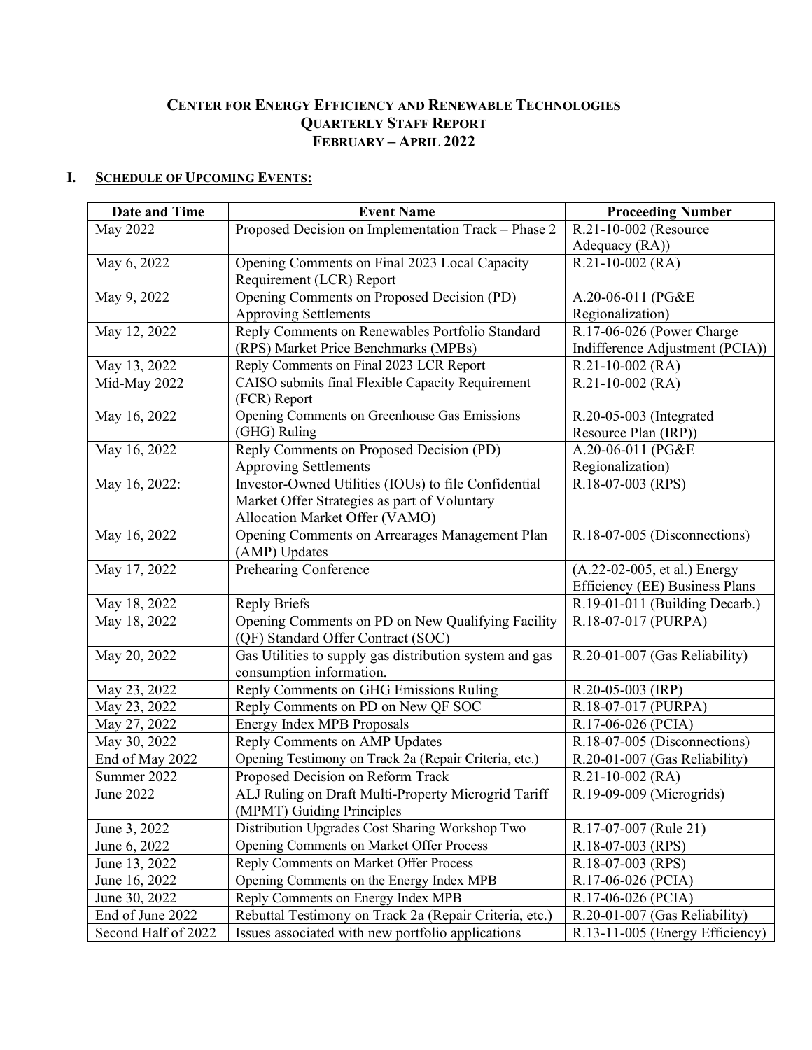# CENTER FOR ENERGY EFFICIENCY AND RENEWABLE TECHNOLOGIES
# QUARTERLY STAFF REPORT
# FEBRUARY – APRIL 2022

## I. SCHEDULE OF UPCOMING EVENTS:

| Date and Time | Event Name | Proceeding Number |
|---|---|---|
| May 2022 | Proposed Decision on Implementation Track – Phase 2 | R.21-10-002 (Resource Adequacy (RA)) |
| May 6, 2022 | Opening Comments on Final 2023 Local Capacity Requirement (LCR) Report | R.21-10-002 (RA) |
| May 9, 2022 | Opening Comments on Proposed Decision (PD) Approving Settlements | A.20-06-011 (PG&E Regionalization) |
| May 12, 2022 | Reply Comments on Renewables Portfolio Standard (RPS) Market Price Benchmarks (MPBs) | R.17-06-026 (Power Charge Indifference Adjustment (PCIA)) |
| May 13, 2022 | Reply Comments on Final 2023 LCR Report | R.21-10-002 (RA) |
| Mid-May 2022 | CAISO submits final Flexible Capacity Requirement (FCR) Report | R.21-10-002 (RA) |
| May 16, 2022 | Opening Comments on Greenhouse Gas Emissions (GHG) Ruling | R.20-05-003 (Integrated Resource Plan (IRP)) |
| May 16, 2022 | Reply Comments on Proposed Decision (PD) Approving Settlements | A.20-06-011 (PG&E Regionalization) |
| May 16, 2022: | Investor-Owned Utilities (IOUs) to file Confidential Market Offer Strategies as part of Voluntary Allocation Market Offer (VAMO) | R.18-07-003 (RPS) |
| May 16, 2022 | Opening Comments on Arrearages Management Plan (AMP) Updates | R.18-07-005 (Disconnections) |
| May 17, 2022 | Prehearing Conference | (A.22-02-005, et al.) Energy Efficiency (EE) Business Plans |
| May 18, 2022 | Reply Briefs | R.19-01-011 (Building Decarb.) |
| May 18, 2022 | Opening Comments on PD on New Qualifying Facility (QF) Standard Offer Contract (SOC) | R.18-07-017 (PURPA) |
| May 20, 2022 | Gas Utilities to supply gas distribution system and gas consumption information. | R.20-01-007 (Gas Reliability) |
| May 23, 2022 | Reply Comments on GHG Emissions Ruling | R.20-05-003 (IRP) |
| May 23, 2022 | Reply Comments on PD on New QF SOC | R.18-07-017 (PURPA) |
| May 27, 2022 | Energy Index MPB Proposals | R.17-06-026 (PCIA) |
| May 30, 2022 | Reply Comments on AMP Updates | R.18-07-005 (Disconnections) |
| End of May 2022 | Opening Testimony on Track 2a (Repair Criteria, etc.) | R.20-01-007 (Gas Reliability) |
| Summer 2022 | Proposed Decision on Reform Track | R.21-10-002 (RA) |
| June 2022 | ALJ Ruling on Draft Multi-Property Microgrid Tariff (MPMT) Guiding Principles | R.19-09-009 (Microgrids) |
| June 3, 2022 | Distribution Upgrades Cost Sharing Workshop Two | R.17-07-007 (Rule 21) |
| June 6, 2022 | Opening Comments on Market Offer Process | R.18-07-003 (RPS) |
| June 13, 2022 | Reply Comments on Market Offer Process | R.18-07-003 (RPS) |
| June 16, 2022 | Opening Comments on the Energy Index MPB | R.17-06-026 (PCIA) |
| June 30, 2022 | Reply Comments on Energy Index MPB | R.17-06-026 (PCIA) |
| End of June 2022 | Rebuttal Testimony on Track 2a (Repair Criteria, etc.) | R.20-01-007 (Gas Reliability) |
| Second Half of 2022 | Issues associated with new portfolio applications | R.13-11-005 (Energy Efficiency) |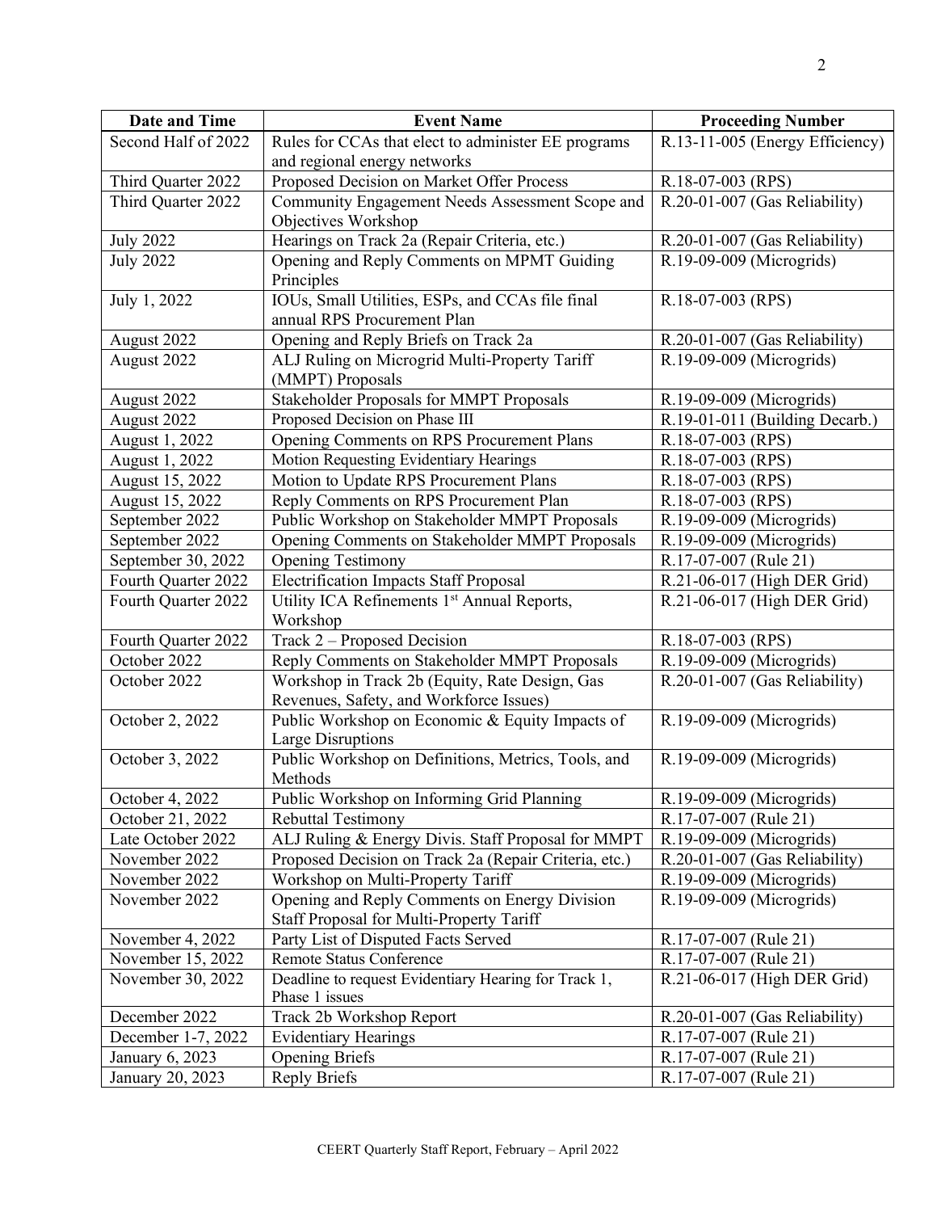| Date and Time | Event Name | Proceeding Number |
|---|---|---|
| Second Half of 2022 | Rules for CCAs that elect to administer EE programs and regional energy networks | R.13-11-005 (Energy Efficiency) |
| Third Quarter 2022 | Proposed Decision on Market Offer Process | R.18-07-003 (RPS) |
| Third Quarter 2022 | Community Engagement Needs Assessment Scope and Objectives Workshop | R.20-01-007 (Gas Reliability) |
| July 2022 | Hearings on Track 2a (Repair Criteria, etc.) | R.20-01-007 (Gas Reliability) |
| July 2022 | Opening and Reply Comments on MPMT Guiding Principles | R.19-09-009 (Microgrids) |
| July 1, 2022 | IOUs, Small Utilities, ESPs, and CCAs file final annual RPS Procurement Plan | R.18-07-003 (RPS) |
| August 2022 | Opening and Reply Briefs on Track 2a | R.20-01-007 (Gas Reliability) |
| August 2022 | ALJ Ruling on Microgrid Multi-Property Tariff (MMPT) Proposals | R.19-09-009 (Microgrids) |
| August 2022 | Stakeholder Proposals for MMPT Proposals | R.19-09-009 (Microgrids) |
| August 2022 | Proposed Decision on Phase III | R.19-01-011 (Building Decarb.) |
| August 1, 2022 | Opening Comments on RPS Procurement Plans | R.18-07-003 (RPS) |
| August 1, 2022 | Motion Requesting Evidentiary Hearings | R.18-07-003 (RPS) |
| August 15, 2022 | Motion to Update RPS Procurement Plans | R.18-07-003 (RPS) |
| August 15, 2022 | Reply Comments on RPS Procurement Plan | R.18-07-003 (RPS) |
| September 2022 | Public Workshop on Stakeholder MMPT Proposals | R.19-09-009 (Microgrids) |
| September 2022 | Opening Comments on Stakeholder MMPT Proposals | R.19-09-009 (Microgrids) |
| September 30, 2022 | Opening Testimony | R.17-07-007 (Rule 21) |
| Fourth Quarter 2022 | Electrification Impacts Staff Proposal | R.21-06-017 (High DER Grid) |
| Fourth Quarter 2022 | Utility ICA Refinements 1st Annual Reports, Workshop | R.21-06-017 (High DER Grid) |
| Fourth Quarter 2022 | Track 2 – Proposed Decision | R.18-07-003 (RPS) |
| October 2022 | Reply Comments on Stakeholder MMPT Proposals | R.19-09-009 (Microgrids) |
| October 2022 | Workshop in Track 2b (Equity, Rate Design, Gas Revenues, Safety, and Workforce Issues) | R.20-01-007 (Gas Reliability) |
| October 2, 2022 | Public Workshop on Economic & Equity Impacts of Large Disruptions | R.19-09-009 (Microgrids) |
| October 3, 2022 | Public Workshop on Definitions, Metrics, Tools, and Methods | R.19-09-009 (Microgrids) |
| October 4, 2022 | Public Workshop on Informing Grid Planning | R.19-09-009 (Microgrids) |
| October 21, 2022 | Rebuttal Testimony | R.17-07-007 (Rule 21) |
| Late October 2022 | ALJ Ruling & Energy Divis. Staff Proposal for MMPT | R.19-09-009 (Microgrids) |
| November 2022 | Proposed Decision on Track 2a (Repair Criteria, etc.) | R.20-01-007 (Gas Reliability) |
| November 2022 | Workshop on Multi-Property Tariff | R.19-09-009 (Microgrids) |
| November 2022 | Opening and Reply Comments on Energy Division Staff Proposal for Multi-Property Tariff | R.19-09-009 (Microgrids) |
| November 4, 2022 | Party List of Disputed Facts Served | R.17-07-007 (Rule 21) |
| November 15, 2022 | Remote Status Conference | R.17-07-007 (Rule 21) |
| November 30, 2022 | Deadline to request Evidentiary Hearing for Track 1, Phase 1 issues | R.21-06-017 (High DER Grid) |
| December 2022 | Track 2b Workshop Report | R.20-01-007 (Gas Reliability) |
| December 1-7, 2022 | Evidentiary Hearings | R.17-07-007 (Rule 21) |
| January 6, 2023 | Opening Briefs | R.17-07-007 (Rule 21) |
| January 20, 2023 | Reply Briefs | R.17-07-007 (Rule 21) |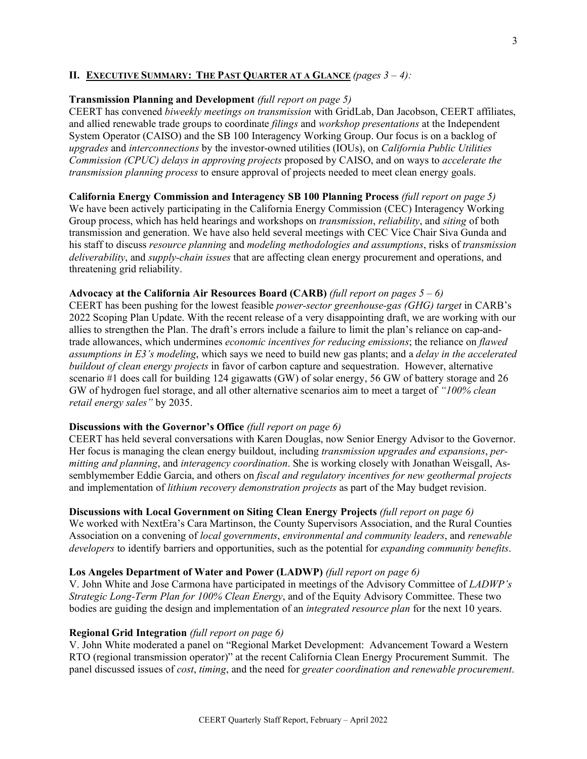## II. Executive Summary: The Past Quarter at a Glance *(pages 3 – 4):*

**Transmission Planning and Development** *(full report on page 5)*
CEERT has convened *biweekly meetings on transmission* with GridLab, Dan Jacobson, CEERT affiliates, and allied renewable trade groups to coordinate *filings* and *workshop presentations* at the Independent System Operator (CAISO) and the SB 100 Interagency Working Group. Our focus is on a backlog of *upgrades* and *interconnections* by the investor-owned utilities (IOUs), on *California Public Utilities Commission (CPUC) delays in approving projects* proposed by CAISO, and on ways to *accelerate the transmission planning process* to ensure approval of projects needed to meet clean energy goals.

**California Energy Commission and Interagency SB 100 Planning Process** *(full report on page 5)*
We have been actively participating in the California Energy Commission (CEC) Interagency Working Group process, which has held hearings and workshops on *transmission*, *reliability*, and *siting* of both transmission and generation. We have also held several meetings with CEC Vice Chair Siva Gunda and his staff to discuss *resource planning* and *modeling methodologies and assumptions*, risks of *transmission deliverability*, and *supply-chain issues* that are affecting clean energy procurement and operations, and threatening grid reliability.

**Advocacy at the California Air Resources Board (CARB)** *(full report on pages 5 – 6)*
CEERT has been pushing for the lowest feasible *power-sector greenhouse-gas (GHG) target* in CARB's 2022 Scoping Plan Update. With the recent release of a very disappointing draft, we are working with our allies to strengthen the Plan. The draft's errors include a failure to limit the plan's reliance on cap-and-trade allowances, which undermines *economic incentives for reducing emissions*; the reliance on *flawed assumptions in E3's modeling*, which says we need to build new gas plants; and a *delay in the accelerated buildout of clean energy projects* in favor of carbon capture and sequestration. However, alternative scenario #1 does call for building 124 gigawatts (GW) of solar energy, 56 GW of battery storage and 26 GW of hydrogen fuel storage, and all other alternative scenarios aim to meet a target of *"100% clean retail energy sales"* by 2035.

**Discussions with the Governor's Office** *(full report on page 6)*
CEERT has held several conversations with Karen Douglas, now Senior Energy Advisor to the Governor. Her focus is managing the clean energy buildout, including *transmission upgrades and expansions*, *permitting and planning*, and *interagency coordination*. She is working closely with Jonathan Weisgall, Assemblymember Eddie Garcia, and others on *fiscal and regulatory incentives for new geothermal projects* and implementation of *lithium recovery demonstration projects* as part of the May budget revision.

**Discussions with Local Government on Siting Clean Energy Projects** *(full report on page 6)*
We worked with NextEra's Cara Martinson, the County Supervisors Association, and the Rural Counties Association on a convening of *local governments*, *environmental and community leaders*, and *renewable developers* to identify barriers and opportunities, such as the potential for *expanding community benefits*.

**Los Angeles Department of Water and Power (LADWP)** *(full report on page 6)*
V. John White and Jose Carmona have participated in meetings of the Advisory Committee of *LADWP's Strategic Long-Term Plan for 100% Clean Energy*, and of the Equity Advisory Committee. These two bodies are guiding the design and implementation of an *integrated resource plan* for the next 10 years.

**Regional Grid Integration** *(full report on page 6)*
V. John White moderated a panel on "Regional Market Development: Advancement Toward a Western RTO (regional transmission operator)" at the recent California Clean Energy Procurement Summit. The panel discussed issues of *cost*, *timing*, and the need for *greater coordination and renewable procurement*.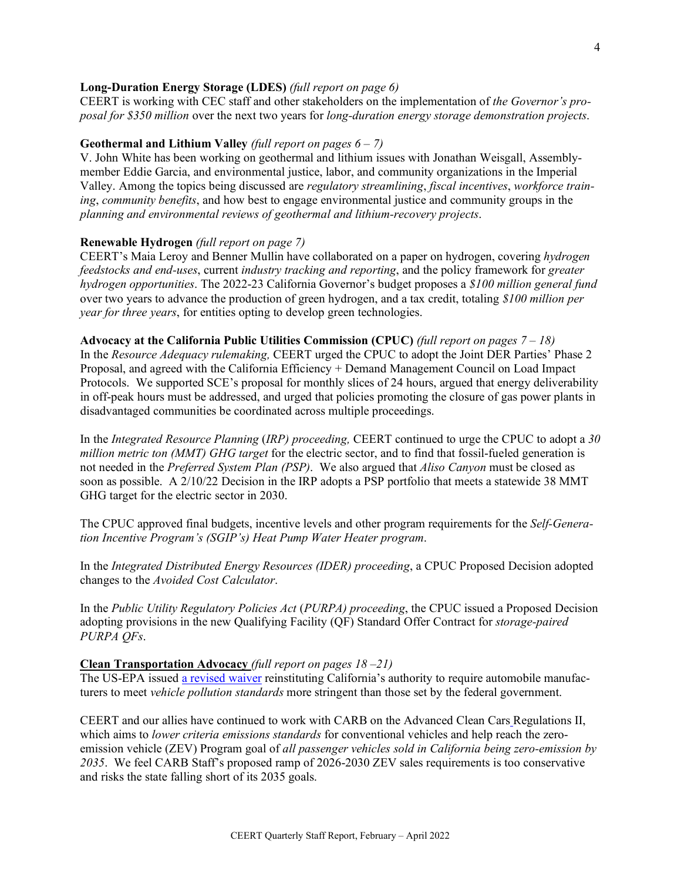**Long-Duration Energy Storage (LDES)** *(full report on page 6)*
CEERT is working with CEC staff and other stakeholders on the implementation of *the Governor's proposal for $350 million* over the next two years for *long-duration energy storage demonstration projects*.

**Geothermal and Lithium Valley** *(full report on pages 6 – 7)*
V. John White has been working on geothermal and lithium issues with Jonathan Weisgall, Assemblymember Eddie Garcia, and environmental justice, labor, and community organizations in the Imperial Valley. Among the topics being discussed are *regulatory streamlining*, *fiscal incentives*, *workforce training*, *community benefits*, and how best to engage environmental justice and community groups in the *planning and environmental reviews of geothermal and lithium-recovery projects*.

**Renewable Hydrogen** *(full report on page 7)*
CEERT's Maia Leroy and Benner Mullin have collaborated on a paper on hydrogen, covering *hydrogen feedstocks and end-uses*, current *industry tracking and reporting*, and the policy framework for *greater hydrogen opportunities*. The 2022-23 California Governor's budget proposes a *$100 million general fund* over two years to advance the production of green hydrogen, and a tax credit, totaling *$100 million per year for three years*, for entities opting to develop green technologies.

**Advocacy at the California Public Utilities Commission (CPUC)** *(full report on pages 7 – 18)*
In the *Resource Adequacy rulemaking,* CEERT urged the CPUC to adopt the Joint DER Parties' Phase 2 Proposal, and agreed with the California Efficiency + Demand Management Council on Load Impact Protocols. We supported SCE's proposal for monthly slices of 24 hours, argued that energy deliverability in off-peak hours must be addressed, and urged that policies promoting the closure of gas power plants in disadvantaged communities be coordinated across multiple proceedings.

In the *Integrated Resource Planning* (*IRP) proceeding,* CEERT continued to urge the CPUC to adopt a *30 million metric ton (MMT) GHG target* for the electric sector, and to find that fossil-fueled generation is not needed in the *Preferred System Plan (PSP)*. We also argued that *Aliso Canyon* must be closed as soon as possible. A 2/10/22 Decision in the IRP adopts a PSP portfolio that meets a statewide 38 MMT GHG target for the electric sector in 2030.

The CPUC approved final budgets, incentive levels and other program requirements for the *Self-Generation Incentive Program's (SGIP's) Heat Pump Water Heater program*.

In the *Integrated Distributed Energy Resources (IDER) proceeding*, a CPUC Proposed Decision adopted changes to the *Avoided Cost Calculator*.

In the *Public Utility Regulatory Policies Act* (*PURPA) proceeding*, the CPUC issued a Proposed Decision adopting provisions in the new Qualifying Facility (QF) Standard Offer Contract for *storage-paired PURPA QFs*.

**Clean Transportation Advocacy** *(full report on pages 18 –21)*
The US-EPA issued a revised waiver reinstituting California's authority to require automobile manufacturers to meet *vehicle pollution standards* more stringent than those set by the federal government.

CEERT and our allies have continued to work with CARB on the Advanced Clean Cars Regulations II, which aims to *lower criteria emissions standards* for conventional vehicles and help reach the zero-emission vehicle (ZEV) Program goal of *all passenger vehicles sold in California being zero-emission by 2035*. We feel CARB Staff's proposed ramp of 2026-2030 ZEV sales requirements is too conservative and risks the state falling short of its 2035 goals.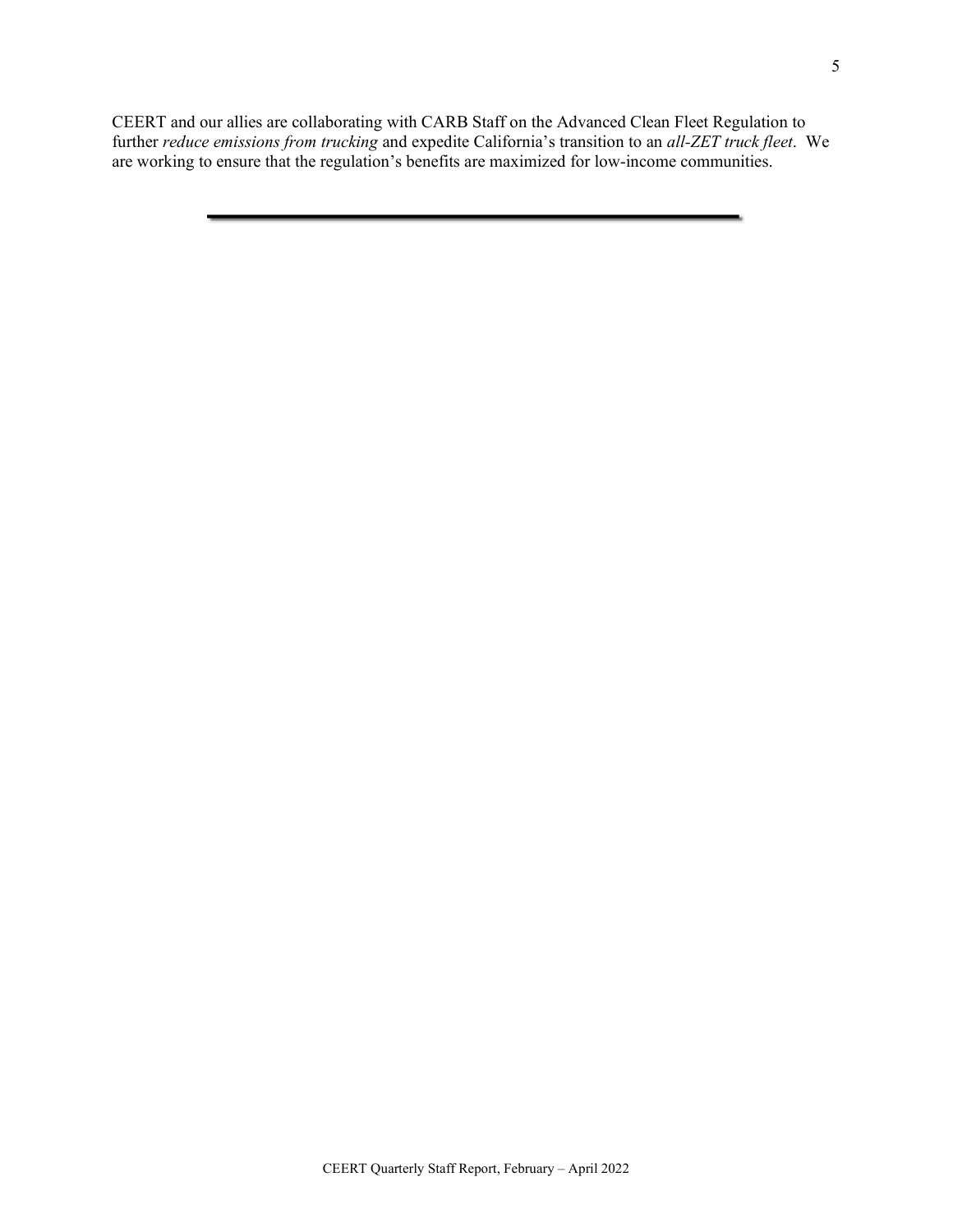CEERT and our allies are collaborating with CARB Staff on the Advanced Clean Fleet Regulation to further *reduce emissions from trucking* and expedite California's transition to an *all-ZET truck fleet*. We are working to ensure that the regulation's benefits are maximized for low-income communities.

---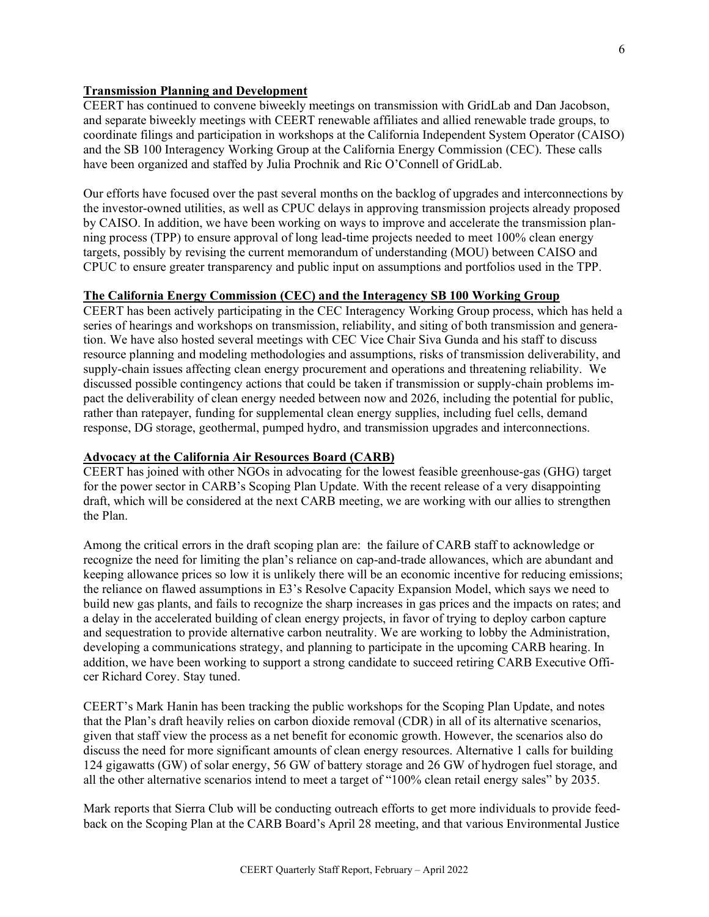## Transmission Planning and Development

CEERT has continued to convene biweekly meetings on transmission with GridLab and Dan Jacobson, and separate biweekly meetings with CEERT renewable affiliates and allied renewable trade groups, to coordinate filings and participation in workshops at the California Independent System Operator (CAISO) and the SB 100 Interagency Working Group at the California Energy Commission (CEC). These calls have been organized and staffed by Julia Prochnik and Ric O'Connell of GridLab.

Our efforts have focused over the past several months on the backlog of upgrades and interconnections by the investor-owned utilities, as well as CPUC delays in approving transmission projects already proposed by CAISO. In addition, we have been working on ways to improve and accelerate the transmission planning process (TPP) to ensure approval of long lead-time projects needed to meet 100% clean energy targets, possibly by revising the current memorandum of understanding (MOU) between CAISO and CPUC to ensure greater transparency and public input on assumptions and portfolios used in the TPP.

## The California Energy Commission (CEC) and the Interagency SB 100 Working Group

CEERT has been actively participating in the CEC Interagency Working Group process, which has held a series of hearings and workshops on transmission, reliability, and siting of both transmission and generation. We have also hosted several meetings with CEC Vice Chair Siva Gunda and his staff to discuss resource planning and modeling methodologies and assumptions, risks of transmission deliverability, and supply-chain issues affecting clean energy procurement and operations and threatening reliability. We discussed possible contingency actions that could be taken if transmission or supply-chain problems impact the deliverability of clean energy needed between now and 2026, including the potential for public, rather than ratepayer, funding for supplemental clean energy supplies, including fuel cells, demand response, DG storage, geothermal, pumped hydro, and transmission upgrades and interconnections.

## Advocacy at the California Air Resources Board (CARB)

CEERT has joined with other NGOs in advocating for the lowest feasible greenhouse-gas (GHG) target for the power sector in CARB's Scoping Plan Update. With the recent release of a very disappointing draft, which will be considered at the next CARB meeting, we are working with our allies to strengthen the Plan.

Among the critical errors in the draft scoping plan are: the failure of CARB staff to acknowledge or recognize the need for limiting the plan's reliance on cap-and-trade allowances, which are abundant and keeping allowance prices so low it is unlikely there will be an economic incentive for reducing emissions; the reliance on flawed assumptions in E3's Resolve Capacity Expansion Model, which says we need to build new gas plants, and fails to recognize the sharp increases in gas prices and the impacts on rates; and a delay in the accelerated building of clean energy projects, in favor of trying to deploy carbon capture and sequestration to provide alternative carbon neutrality. We are working to lobby the Administration, developing a communications strategy, and planning to participate in the upcoming CARB hearing. In addition, we have been working to support a strong candidate to succeed retiring CARB Executive Officer Richard Corey. Stay tuned.

CEERT's Mark Hanin has been tracking the public workshops for the Scoping Plan Update, and notes that the Plan's draft heavily relies on carbon dioxide removal (CDR) in all of its alternative scenarios, given that staff view the process as a net benefit for economic growth. However, the scenarios also do discuss the need for more significant amounts of clean energy resources. Alternative 1 calls for building 124 gigawatts (GW) of solar energy, 56 GW of battery storage and 26 GW of hydrogen fuel storage, and all the other alternative scenarios intend to meet a target of "100% clean retail energy sales" by 2035.

Mark reports that Sierra Club will be conducting outreach efforts to get more individuals to provide feedback on the Scoping Plan at the CARB Board's April 28 meeting, and that various Environmental Justice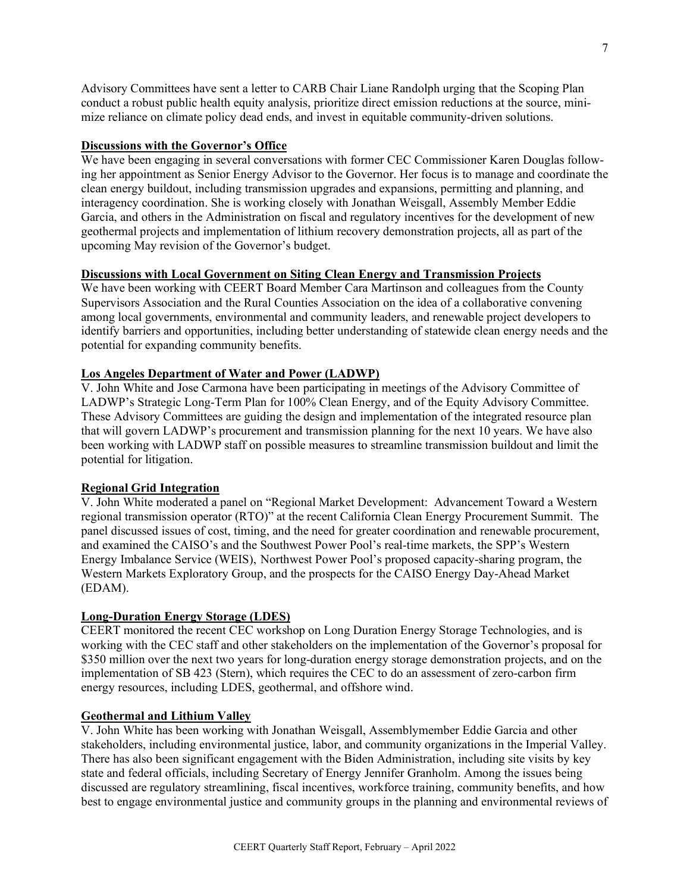Advisory Committees have sent a letter to CARB Chair Liane Randolph urging that the Scoping Plan conduct a robust public health equity analysis, prioritize direct emission reductions at the source, minimize reliance on climate policy dead ends, and invest in equitable community-driven solutions.

**Discussions with the Governor's Office**

We have been engaging in several conversations with former CEC Commissioner Karen Douglas following her appointment as Senior Energy Advisor to the Governor. Her focus is to manage and coordinate the clean energy buildout, including transmission upgrades and expansions, permitting and planning, and interagency coordination. She is working closely with Jonathan Weisgall, Assembly Member Eddie Garcia, and others in the Administration on fiscal and regulatory incentives for the development of new geothermal projects and implementation of lithium recovery demonstration projects, all as part of the upcoming May revision of the Governor's budget.

**Discussions with Local Government on Siting Clean Energy and Transmission Projects**

We have been working with CEERT Board Member Cara Martinson and colleagues from the County Supervisors Association and the Rural Counties Association on the idea of a collaborative convening among local governments, environmental and community leaders, and renewable project developers to identify barriers and opportunities, including better understanding of statewide clean energy needs and the potential for expanding community benefits.

**Los Angeles Department of Water and Power (LADWP)**

V. John White and Jose Carmona have been participating in meetings of the Advisory Committee of LADWP's Strategic Long-Term Plan for 100% Clean Energy, and of the Equity Advisory Committee. These Advisory Committees are guiding the design and implementation of the integrated resource plan that will govern LADWP's procurement and transmission planning for the next 10 years. We have also been working with LADWP staff on possible measures to streamline transmission buildout and limit the potential for litigation.

**Regional Grid Integration**

V. John White moderated a panel on "Regional Market Development: Advancement Toward a Western regional transmission operator (RTO)" at the recent California Clean Energy Procurement Summit. The panel discussed issues of cost, timing, and the need for greater coordination and renewable procurement, and examined the CAISO's and the Southwest Power Pool's real-time markets, the SPP's Western Energy Imbalance Service (WEIS), Northwest Power Pool's proposed capacity-sharing program, the Western Markets Exploratory Group, and the prospects for the CAISO Energy Day-Ahead Market (EDAM).

**Long-Duration Energy Storage (LDES)**

CEERT monitored the recent CEC workshop on Long Duration Energy Storage Technologies, and is working with the CEC staff and other stakeholders on the implementation of the Governor's proposal for \$350 million over the next two years for long-duration energy storage demonstration projects, and on the implementation of SB 423 (Stern), which requires the CEC to do an assessment of zero-carbon firm energy resources, including LDES, geothermal, and offshore wind.

**Geothermal and Lithium Valley**

V. John White has been working with Jonathan Weisgall, Assemblymember Eddie Garcia and other stakeholders, including environmental justice, labor, and community organizations in the Imperial Valley. There has also been significant engagement with the Biden Administration, including site visits by key state and federal officials, including Secretary of Energy Jennifer Granholm. Among the issues being discussed are regulatory streamlining, fiscal incentives, workforce training, community benefits, and how best to engage environmental justice and community groups in the planning and environmental reviews of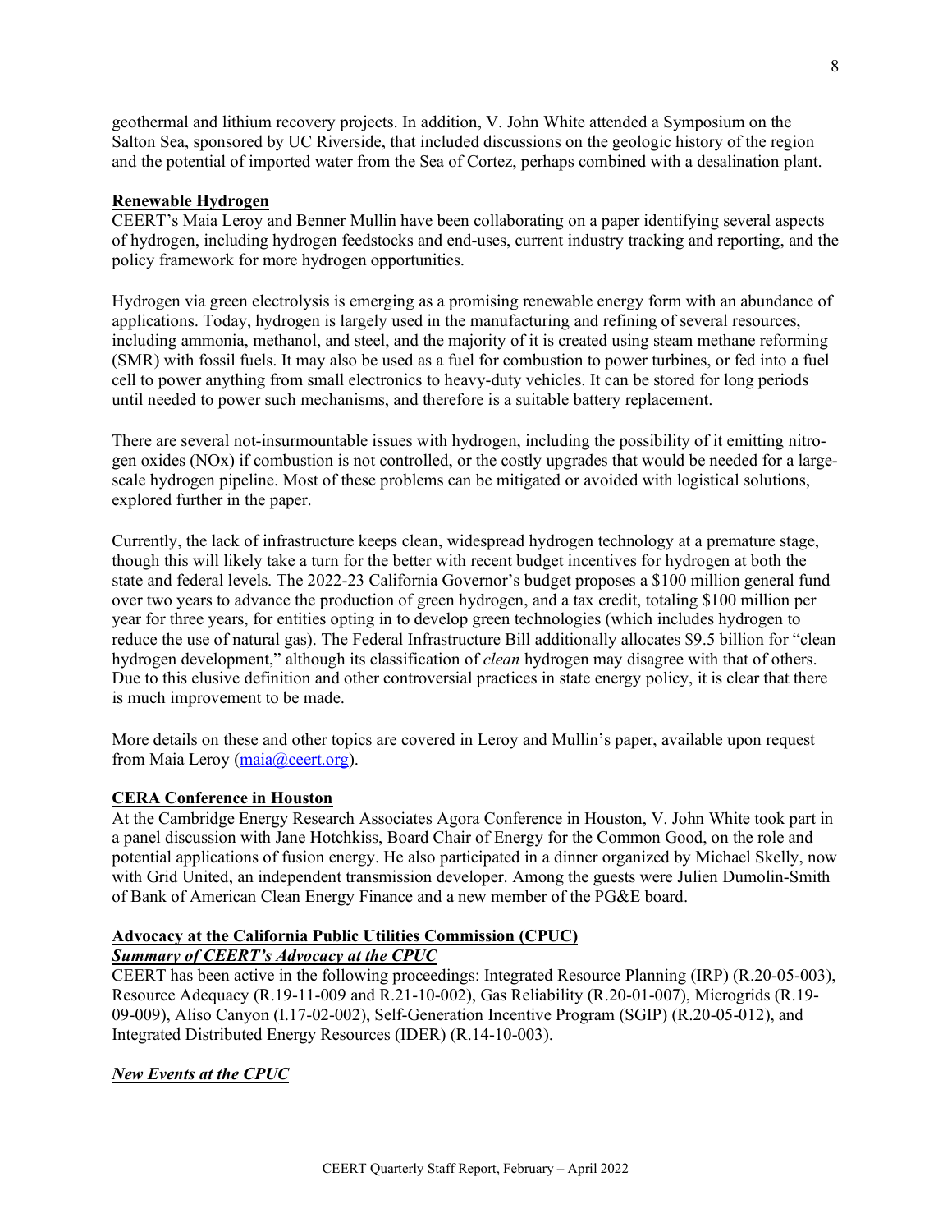geothermal and lithium recovery projects. In addition, V. John White attended a Symposium on the Salton Sea, sponsored by UC Riverside, that included discussions on the geologic history of the region and the potential of imported water from the Sea of Cortez, perhaps combined with a desalination plant.

## Renewable Hydrogen

CEERT's Maia Leroy and Benner Mullin have been collaborating on a paper identifying several aspects of hydrogen, including hydrogen feedstocks and end-uses, current industry tracking and reporting, and the policy framework for more hydrogen opportunities.

Hydrogen via green electrolysis is emerging as a promising renewable energy form with an abundance of applications. Today, hydrogen is largely used in the manufacturing and refining of several resources, including ammonia, methanol, and steel, and the majority of it is created using steam methane reforming (SMR) with fossil fuels. It may also be used as a fuel for combustion to power turbines, or fed into a fuel cell to power anything from small electronics to heavy-duty vehicles. It can be stored for long periods until needed to power such mechanisms, and therefore is a suitable battery replacement.

There are several not-insurmountable issues with hydrogen, including the possibility of it emitting nitrogen oxides (NOx) if combustion is not controlled, or the costly upgrades that would be needed for a large-scale hydrogen pipeline. Most of these problems can be mitigated or avoided with logistical solutions, explored further in the paper.

Currently, the lack of infrastructure keeps clean, widespread hydrogen technology at a premature stage, though this will likely take a turn for the better with recent budget incentives for hydrogen at both the state and federal levels. The 2022-23 California Governor's budget proposes a $100 million general fund over two years to advance the production of green hydrogen, and a tax credit, totaling $100 million per year for three years, for entities opting in to develop green technologies (which includes hydrogen to reduce the use of natural gas). The Federal Infrastructure Bill additionally allocates $9.5 billion for "clean hydrogen development," although its classification of *clean* hydrogen may disagree with that of others. Due to this elusive definition and other controversial practices in state energy policy, it is clear that there is much improvement to be made.

More details on these and other topics are covered in Leroy and Mullin's paper, available upon request from Maia Leroy (maia@ceert.org).

## CERA Conference in Houston

At the Cambridge Energy Research Associates Agora Conference in Houston, V. John White took part in a panel discussion with Jane Hotchkiss, Board Chair of Energy for the Common Good, on the role and potential applications of fusion energy. He also participated in a dinner organized by Michael Skelly, now with Grid United, an independent transmission developer. Among the guests were Julien Dumolin-Smith of Bank of American Clean Energy Finance and a new member of the PG&E board.

## Advocacy at the California Public Utilities Commission (CPUC)

### *Summary of CEERT's Advocacy at the CPUC*

CEERT has been active in the following proceedings: Integrated Resource Planning (IRP) (R.20-05-003), Resource Adequacy (R.19-11-009 and R.21-10-002), Gas Reliability (R.20-01-007), Microgrids (R.19-09-009), Aliso Canyon (I.17-02-002), Self-Generation Incentive Program (SGIP) (R.20-05-012), and Integrated Distributed Energy Resources (IDER) (R.14-10-003).

### *New Events at the CPUC*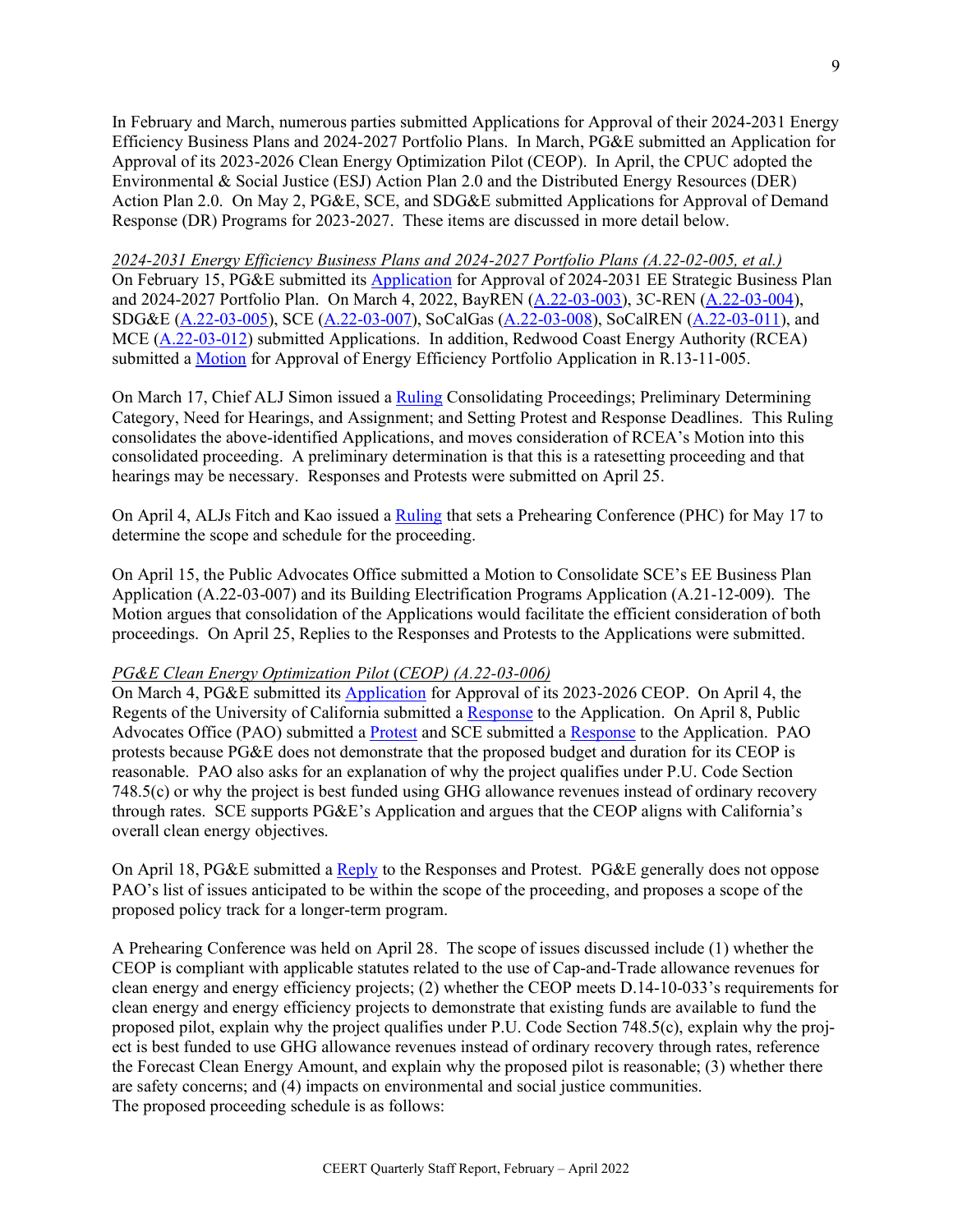In February and March, numerous parties submitted Applications for Approval of their 2024-2031 Energy Efficiency Business Plans and 2024-2027 Portfolio Plans. In March, PG&E submitted an Application for Approval of its 2023-2026 Clean Energy Optimization Pilot (CEOP). In April, the CPUC adopted the Environmental & Social Justice (ESJ) Action Plan 2.0 and the Distributed Energy Resources (DER) Action Plan 2.0. On May 2, PG&E, SCE, and SDG&E submitted Applications for Approval of Demand Response (DR) Programs for 2023-2027. These items are discussed in more detail below.

*2024-2031 Energy Efficiency Business Plans and 2024-2027 Portfolio Plans (A.22-02-005, et al.)*
On February 15, PG&E submitted its Application for Approval of 2024-2031 EE Strategic Business Plan and 2024-2027 Portfolio Plan. On March 4, 2022, BayREN (A.22-03-003), 3C-REN (A.22-03-004), SDG&E (A.22-03-005), SCE (A.22-03-007), SoCalGas (A.22-03-008), SoCalREN (A.22-03-011), and MCE (A.22-03-012) submitted Applications. In addition, Redwood Coast Energy Authority (RCEA) submitted a Motion for Approval of Energy Efficiency Portfolio Application in R.13-11-005.

On March 17, Chief ALJ Simon issued a Ruling Consolidating Proceedings; Preliminary Determining Category, Need for Hearings, and Assignment; and Setting Protest and Response Deadlines. This Ruling consolidates the above-identified Applications, and moves consideration of RCEA's Motion into this consolidated proceeding. A preliminary determination is that this is a ratesetting proceeding and that hearings may be necessary. Responses and Protests were submitted on April 25.

On April 4, ALJs Fitch and Kao issued a Ruling that sets a Prehearing Conference (PHC) for May 17 to determine the scope and schedule for the proceeding.

On April 15, the Public Advocates Office submitted a Motion to Consolidate SCE's EE Business Plan Application (A.22-03-007) and its Building Electrification Programs Application (A.21-12-009). The Motion argues that consolidation of the Applications would facilitate the efficient consideration of both proceedings. On April 25, Replies to the Responses and Protests to the Applications were submitted.

*PG&E Clean Energy Optimization Pilot (CEOP) (A.22-03-006)*
On March 4, PG&E submitted its Application for Approval of its 2023-2026 CEOP. On April 4, the Regents of the University of California submitted a Response to the Application. On April 8, Public Advocates Office (PAO) submitted a Protest and SCE submitted a Response to the Application. PAO protests because PG&E does not demonstrate that the proposed budget and duration for its CEOP is reasonable. PAO also asks for an explanation of why the project qualifies under P.U. Code Section 748.5(c) or why the project is best funded using GHG allowance revenues instead of ordinary recovery through rates. SCE supports PG&E's Application and argues that the CEOP aligns with California's overall clean energy objectives.

On April 18, PG&E submitted a Reply to the Responses and Protest. PG&E generally does not oppose PAO's list of issues anticipated to be within the scope of the proceeding, and proposes a scope of the proposed policy track for a longer-term program.

A Prehearing Conference was held on April 28. The scope of issues discussed include (1) whether the CEOP is compliant with applicable statutes related to the use of Cap-and-Trade allowance revenues for clean energy and energy efficiency projects; (2) whether the CEOP meets D.14-10-033's requirements for clean energy and energy efficiency projects to demonstrate that existing funds are available to fund the proposed pilot, explain why the project qualifies under P.U. Code Section 748.5(c), explain why the project is best funded to use GHG allowance revenues instead of ordinary recovery through rates, reference the Forecast Clean Energy Amount, and explain why the proposed pilot is reasonable; (3) whether there are safety concerns; and (4) impacts on environmental and social justice communities.
The proposed proceeding schedule is as follows: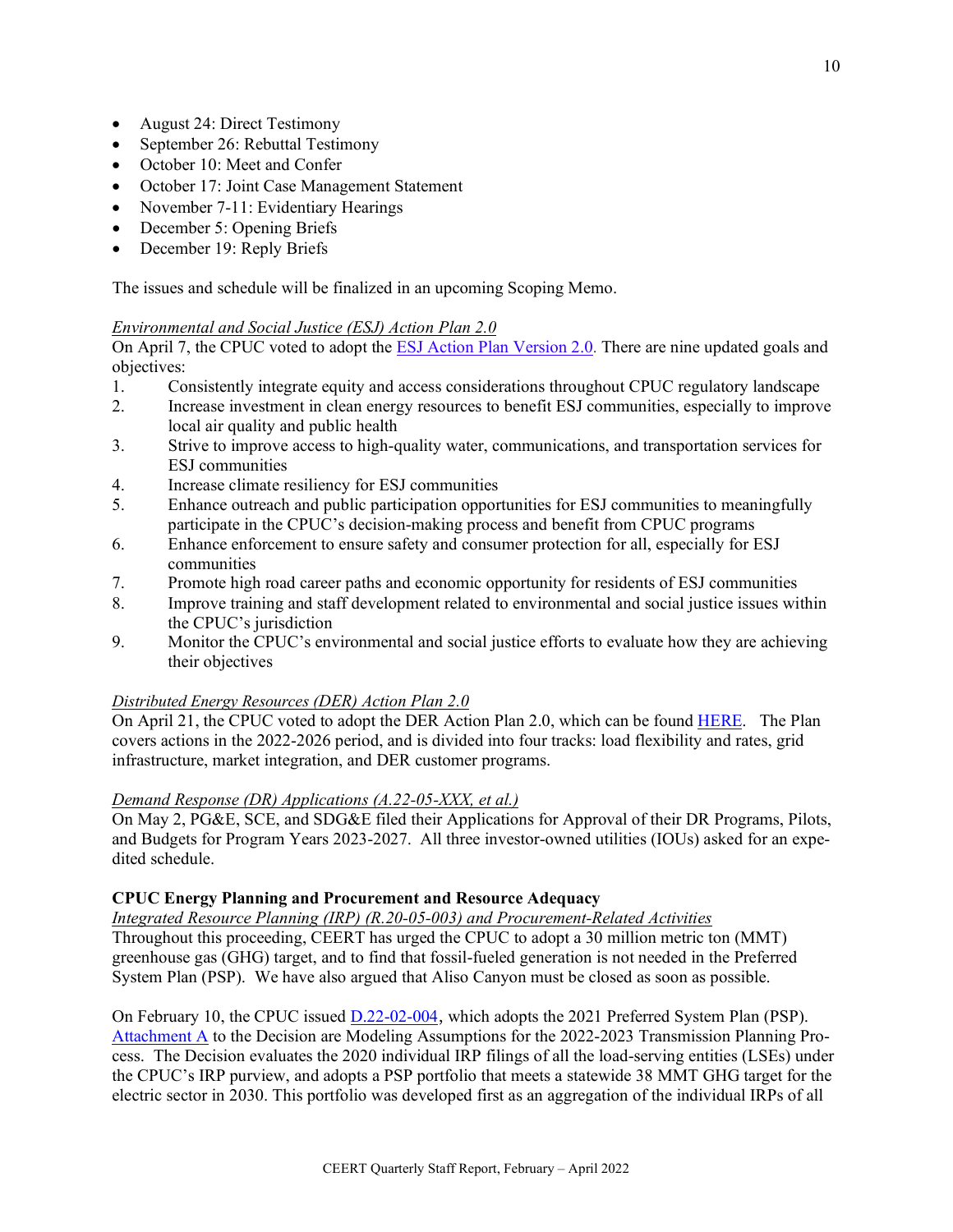- August 24: Direct Testimony
- September 26: Rebuttal Testimony
- October 10: Meet and Confer
- October 17: Joint Case Management Statement
- November 7-11: Evidentiary Hearings
- December 5: Opening Briefs
- December 19: Reply Briefs

The issues and schedule will be finalized in an upcoming Scoping Memo.

*Environmental and Social Justice (ESJ) Action Plan 2.0*

On April 7, the CPUC voted to adopt the ESJ Action Plan Version 2.0. There are nine updated goals and objectives:

1. Consistently integrate equity and access considerations throughout CPUC regulatory landscape
2. Increase investment in clean energy resources to benefit ESJ communities, especially to improve local air quality and public health
3. Strive to improve access to high-quality water, communications, and transportation services for ESJ communities
4. Increase climate resiliency for ESJ communities
5. Enhance outreach and public participation opportunities for ESJ communities to meaningfully participate in the CPUC's decision-making process and benefit from CPUC programs
6. Enhance enforcement to ensure safety and consumer protection for all, especially for ESJ communities
7. Promote high road career paths and economic opportunity for residents of ESJ communities
8. Improve training and staff development related to environmental and social justice issues within the CPUC's jurisdiction
9. Monitor the CPUC's environmental and social justice efforts to evaluate how they are achieving their objectives

*Distributed Energy Resources (DER) Action Plan 2.0*

On April 21, the CPUC voted to adopt the DER Action Plan 2.0, which can be found HERE. The Plan covers actions in the 2022-2026 period, and is divided into four tracks: load flexibility and rates, grid infrastructure, market integration, and DER customer programs.

*Demand Response (DR) Applications (A.22-05-XXX, et al.)*

On May 2, PG&E, SCE, and SDG&E filed their Applications for Approval of their DR Programs, Pilots, and Budgets for Program Years 2023-2027. All three investor-owned utilities (IOUs) asked for an expedited schedule.

**CPUC Energy Planning and Procurement and Resource Adequacy**

*Integrated Resource Planning (IRP) (R.20-05-003) and Procurement-Related Activities*

Throughout this proceeding, CEERT has urged the CPUC to adopt a 30 million metric ton (MMT) greenhouse gas (GHG) target, and to find that fossil-fueled generation is not needed in the Preferred System Plan (PSP). We have also argued that Aliso Canyon must be closed as soon as possible.

On February 10, the CPUC issued D.22-02-004, which adopts the 2021 Preferred System Plan (PSP). Attachment A to the Decision are Modeling Assumptions for the 2022-2023 Transmission Planning Process. The Decision evaluates the 2020 individual IRP filings of all the load-serving entities (LSEs) under the CPUC's IRP purview, and adopts a PSP portfolio that meets a statewide 38 MMT GHG target for the electric sector in 2030. This portfolio was developed first as an aggregation of the individual IRPs of all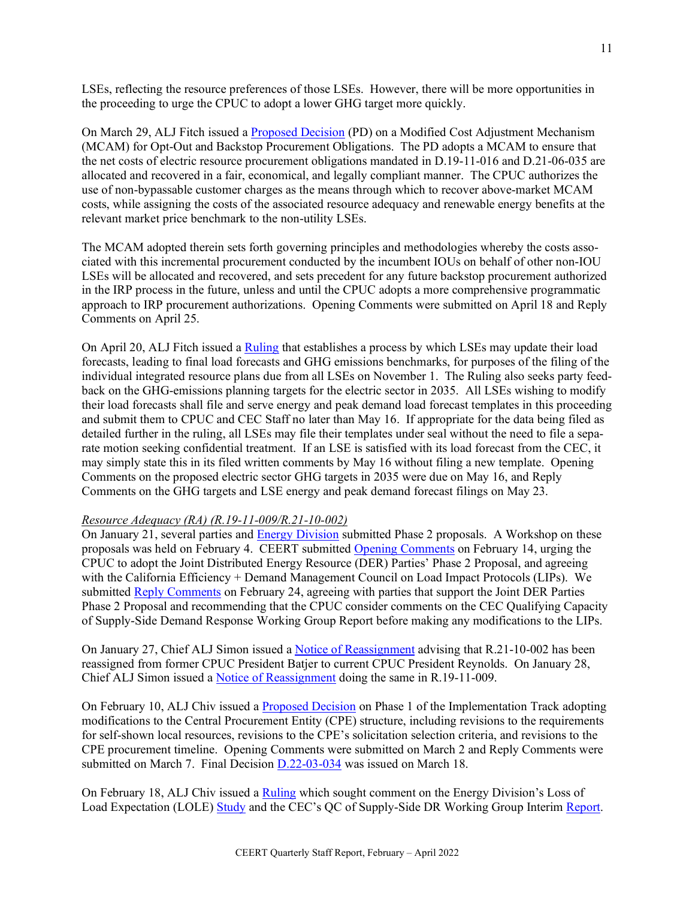LSEs, reflecting the resource preferences of those LSEs. However, there will be more opportunities in the proceeding to urge the CPUC to adopt a lower GHG target more quickly.

On March 29, ALJ Fitch issued a Proposed Decision (PD) on a Modified Cost Adjustment Mechanism (MCAM) for Opt-Out and Backstop Procurement Obligations. The PD adopts a MCAM to ensure that the net costs of electric resource procurement obligations mandated in D.19-11-016 and D.21-06-035 are allocated and recovered in a fair, economical, and legally compliant manner. The CPUC authorizes the use of non-bypassable customer charges as the means through which to recover above-market MCAM costs, while assigning the costs of the associated resource adequacy and renewable energy benefits at the relevant market price benchmark to the non-utility LSEs.

The MCAM adopted therein sets forth governing principles and methodologies whereby the costs associated with this incremental procurement conducted by the incumbent IOUs on behalf of other non-IOU LSEs will be allocated and recovered, and sets precedent for any future backstop procurement authorized in the IRP process in the future, unless and until the CPUC adopts a more comprehensive programmatic approach to IRP procurement authorizations. Opening Comments were submitted on April 18 and Reply Comments on April 25.

On April 20, ALJ Fitch issued a Ruling that establishes a process by which LSEs may update their load forecasts, leading to final load forecasts and GHG emissions benchmarks, for purposes of the filing of the individual integrated resource plans due from all LSEs on November 1. The Ruling also seeks party feedback on the GHG-emissions planning targets for the electric sector in 2035. All LSEs wishing to modify their load forecasts shall file and serve energy and peak demand load forecast templates in this proceeding and submit them to CPUC and CEC Staff no later than May 16. If appropriate for the data being filed as detailed further in the ruling, all LSEs may file their templates under seal without the need to file a separate motion seeking confidential treatment. If an LSE is satisfied with its load forecast from the CEC, it may simply state this in its filed written comments by May 16 without filing a new template. Opening Comments on the proposed electric sector GHG targets in 2035 were due on May 16, and Reply Comments on the GHG targets and LSE energy and peak demand forecast filings on May 23.

*Resource Adequacy (RA) (R.19-11-009/R.21-10-002)*

On January 21, several parties and Energy Division submitted Phase 2 proposals. A Workshop on these proposals was held on February 4. CEERT submitted Opening Comments on February 14, urging the CPUC to adopt the Joint Distributed Energy Resource (DER) Parties' Phase 2 Proposal, and agreeing with the California Efficiency + Demand Management Council on Load Impact Protocols (LIPs). We submitted Reply Comments on February 24, agreeing with parties that support the Joint DER Parties Phase 2 Proposal and recommending that the CPUC consider comments on the CEC Qualifying Capacity of Supply-Side Demand Response Working Group Report before making any modifications to the LIPs.

On January 27, Chief ALJ Simon issued a Notice of Reassignment advising that R.21-10-002 has been reassigned from former CPUC President Batjer to current CPUC President Reynolds. On January 28, Chief ALJ Simon issued a Notice of Reassignment doing the same in R.19-11-009.

On February 10, ALJ Chiv issued a Proposed Decision on Phase 1 of the Implementation Track adopting modifications to the Central Procurement Entity (CPE) structure, including revisions to the requirements for self-shown local resources, revisions to the CPE's solicitation selection criteria, and revisions to the CPE procurement timeline. Opening Comments were submitted on March 2 and Reply Comments were submitted on March 7. Final Decision D.22-03-034 was issued on March 18.

On February 18, ALJ Chiv issued a Ruling which sought comment on the Energy Division's Loss of Load Expectation (LOLE) Study and the CEC's QC of Supply-Side DR Working Group Interim Report.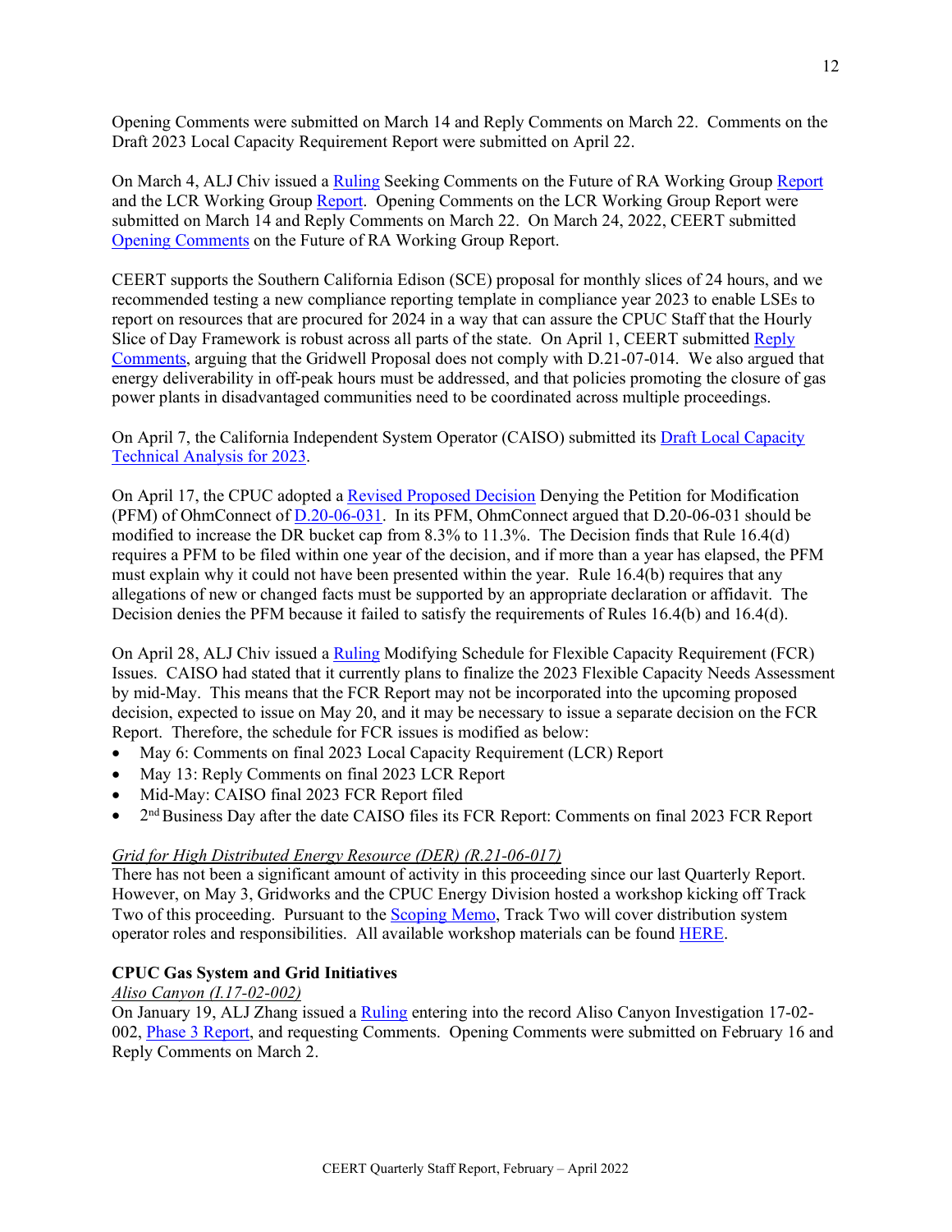Opening Comments were submitted on March 14 and Reply Comments on March 22. Comments on the Draft 2023 Local Capacity Requirement Report were submitted on April 22.

On March 4, ALJ Chiv issued a Ruling Seeking Comments on the Future of RA Working Group Report and the LCR Working Group Report. Opening Comments on the LCR Working Group Report were submitted on March 14 and Reply Comments on March 22. On March 24, 2022, CEERT submitted Opening Comments on the Future of RA Working Group Report.

CEERT supports the Southern California Edison (SCE) proposal for monthly slices of 24 hours, and we recommended testing a new compliance reporting template in compliance year 2023 to enable LSEs to report on resources that are procured for 2024 in a way that can assure the CPUC Staff that the Hourly Slice of Day Framework is robust across all parts of the state. On April 1, CEERT submitted Reply Comments, arguing that the Gridwell Proposal does not comply with D.21-07-014. We also argued that energy deliverability in off-peak hours must be addressed, and that policies promoting the closure of gas power plants in disadvantaged communities need to be coordinated across multiple proceedings.

On April 7, the California Independent System Operator (CAISO) submitted its Draft Local Capacity Technical Analysis for 2023.

On April 17, the CPUC adopted a Revised Proposed Decision Denying the Petition for Modification (PFM) of OhmConnect of D.20-06-031. In its PFM, OhmConnect argued that D.20-06-031 should be modified to increase the DR bucket cap from 8.3% to 11.3%. The Decision finds that Rule 16.4(d) requires a PFM to be filed within one year of the decision, and if more than a year has elapsed, the PFM must explain why it could not have been presented within the year. Rule 16.4(b) requires that any allegations of new or changed facts must be supported by an appropriate declaration or affidavit. The Decision denies the PFM because it failed to satisfy the requirements of Rules 16.4(b) and 16.4(d).

On April 28, ALJ Chiv issued a Ruling Modifying Schedule for Flexible Capacity Requirement (FCR) Issues. CAISO had stated that it currently plans to finalize the 2023 Flexible Capacity Needs Assessment by mid-May. This means that the FCR Report may not be incorporated into the upcoming proposed decision, expected to issue on May 20, and it may be necessary to issue a separate decision on the FCR Report. Therefore, the schedule for FCR issues is modified as below:

- May 6: Comments on final 2023 Local Capacity Requirement (LCR) Report
- May 13: Reply Comments on final 2023 LCR Report
- Mid-May: CAISO final 2023 FCR Report filed
- 2nd Business Day after the date CAISO files its FCR Report: Comments on final 2023 FCR Report

*Grid for High Distributed Energy Resource (DER) (R.21-06-017)*

There has not been a significant amount of activity in this proceeding since our last Quarterly Report. However, on May 3, Gridworks and the CPUC Energy Division hosted a workshop kicking off Track Two of this proceeding. Pursuant to the Scoping Memo, Track Two will cover distribution system operator roles and responsibilities. All available workshop materials can be found HERE.

**CPUC Gas System and Grid Initiatives**

*Aliso Canyon (I.17-02-002)*

On January 19, ALJ Zhang issued a Ruling entering into the record Aliso Canyon Investigation 17-02-002, Phase 3 Report, and requesting Comments. Opening Comments were submitted on February 16 and Reply Comments on March 2.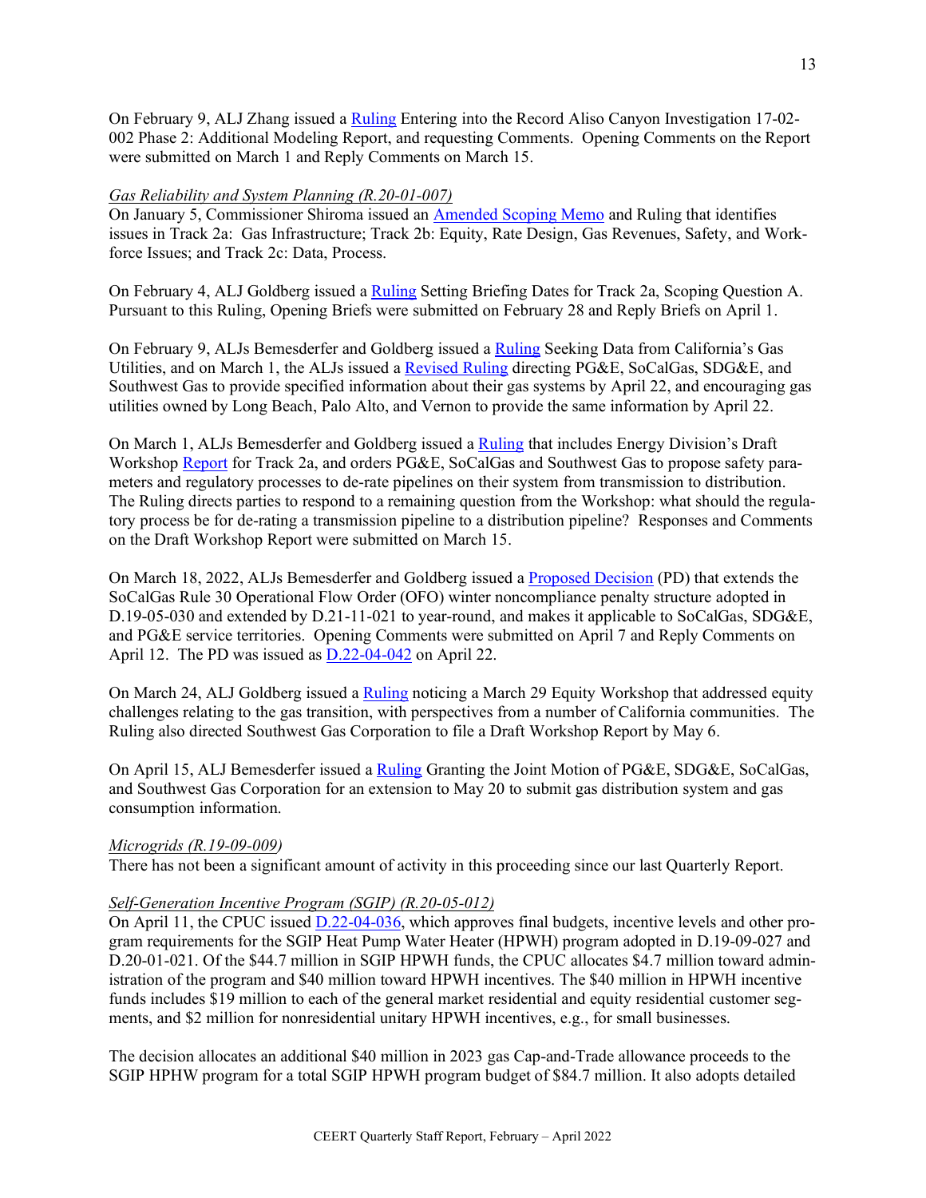On February 9, ALJ Zhang issued a Ruling Entering into the Record Aliso Canyon Investigation 17-02-002 Phase 2: Additional Modeling Report, and requesting Comments. Opening Comments on the Report were submitted on March 1 and Reply Comments on March 15.

*Gas Reliability and System Planning (R.20-01-007)*

On January 5, Commissioner Shiroma issued an Amended Scoping Memo and Ruling that identifies issues in Track 2a: Gas Infrastructure; Track 2b: Equity, Rate Design, Gas Revenues, Safety, and Workforce Issues; and Track 2c: Data, Process.

On February 4, ALJ Goldberg issued a Ruling Setting Briefing Dates for Track 2a, Scoping Question A. Pursuant to this Ruling, Opening Briefs were submitted on February 28 and Reply Briefs on April 1.

On February 9, ALJs Bemesderfer and Goldberg issued a Ruling Seeking Data from California's Gas Utilities, and on March 1, the ALJs issued a Revised Ruling directing PG&E, SoCalGas, SDG&E, and Southwest Gas to provide specified information about their gas systems by April 22, and encouraging gas utilities owned by Long Beach, Palo Alto, and Vernon to provide the same information by April 22.

On March 1, ALJs Bemesderfer and Goldberg issued a Ruling that includes Energy Division's Draft Workshop Report for Track 2a, and orders PG&E, SoCalGas and Southwest Gas to propose safety parameters and regulatory processes to de-rate pipelines on their system from transmission to distribution. The Ruling directs parties to respond to a remaining question from the Workshop: what should the regulatory process be for de-rating a transmission pipeline to a distribution pipeline? Responses and Comments on the Draft Workshop Report were submitted on March 15.

On March 18, 2022, ALJs Bemesderfer and Goldberg issued a Proposed Decision (PD) that extends the SoCalGas Rule 30 Operational Flow Order (OFO) winter noncompliance penalty structure adopted in D.19-05-030 and extended by D.21-11-021 to year-round, and makes it applicable to SoCalGas, SDG&E, and PG&E service territories. Opening Comments were submitted on April 7 and Reply Comments on April 12. The PD was issued as D.22-04-042 on April 22.

On March 24, ALJ Goldberg issued a Ruling noticing a March 29 Equity Workshop that addressed equity challenges relating to the gas transition, with perspectives from a number of California communities. The Ruling also directed Southwest Gas Corporation to file a Draft Workshop Report by May 6.

On April 15, ALJ Bemesderfer issued a Ruling Granting the Joint Motion of PG&E, SDG&E, SoCalGas, and Southwest Gas Corporation for an extension to May 20 to submit gas distribution system and gas consumption information.

*Microgrids (R.19-09-009)*

There has not been a significant amount of activity in this proceeding since our last Quarterly Report.

*Self-Generation Incentive Program (SGIP) (R.20-05-012)*

On April 11, the CPUC issued D.22-04-036, which approves final budgets, incentive levels and other program requirements for the SGIP Heat Pump Water Heater (HPWH) program adopted in D.19-09-027 and D.20-01-021. Of the $44.7 million in SGIP HPWH funds, the CPUC allocates $4.7 million toward administration of the program and $40 million toward HPWH incentives. The $40 million in HPWH incentive funds includes $19 million to each of the general market residential and equity residential customer segments, and $2 million for nonresidential unitary HPWH incentives, e.g., for small businesses.

The decision allocates an additional $40 million in 2023 gas Cap-and-Trade allowance proceeds to the SGIP HPHW program for a total SGIP HPWH program budget of $84.7 million. It also adopts detailed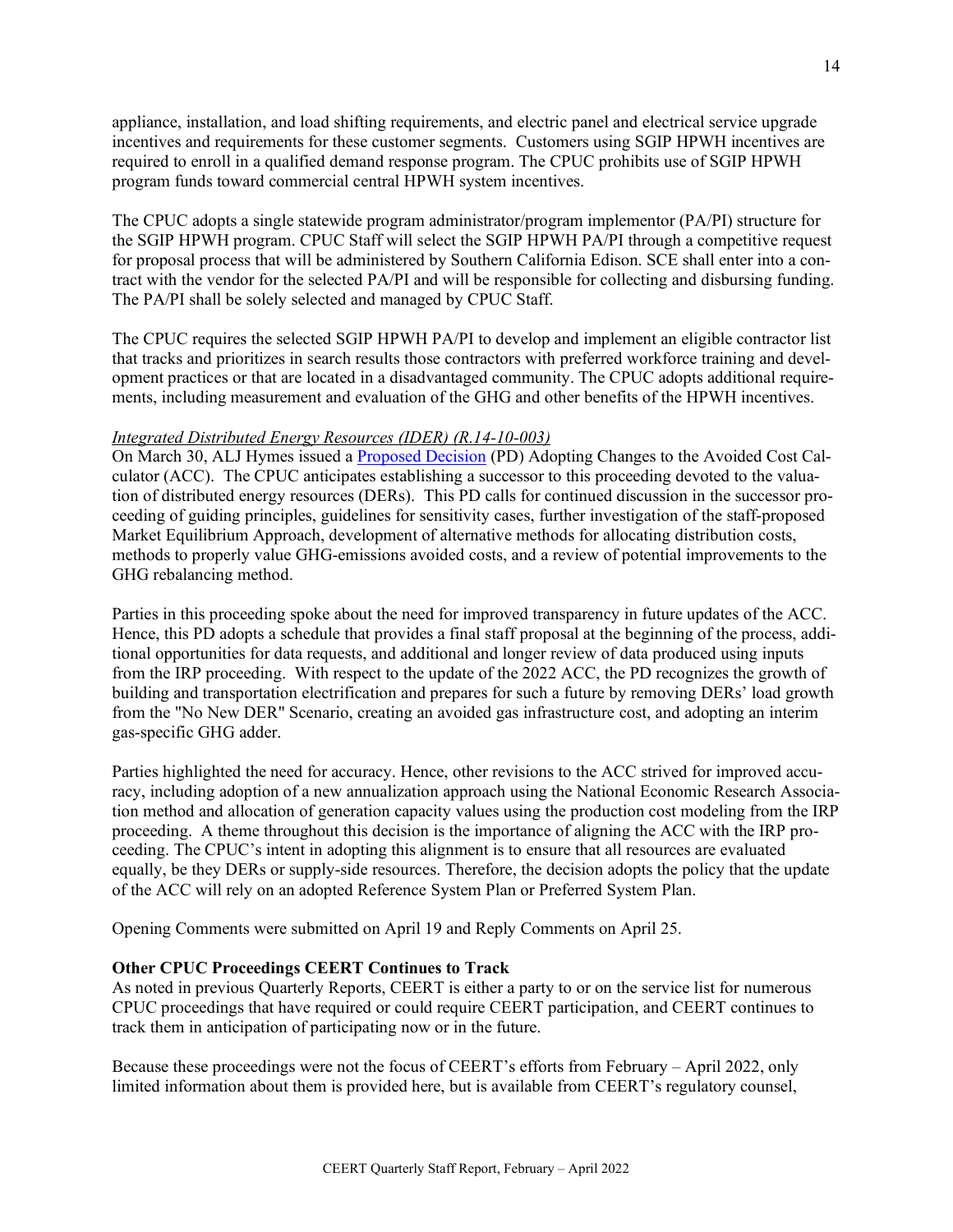appliance, installation, and load shifting requirements, and electric panel and electrical service upgrade incentives and requirements for these customer segments. Customers using SGIP HPWH incentives are required to enroll in a qualified demand response program. The CPUC prohibits use of SGIP HPWH program funds toward commercial central HPWH system incentives.

The CPUC adopts a single statewide program administrator/program implementor (PA/PI) structure for the SGIP HPWH program. CPUC Staff will select the SGIP HPWH PA/PI through a competitive request for proposal process that will be administered by Southern California Edison. SCE shall enter into a contract with the vendor for the selected PA/PI and will be responsible for collecting and disbursing funding. The PA/PI shall be solely selected and managed by CPUC Staff.

The CPUC requires the selected SGIP HPWH PA/PI to develop and implement an eligible contractor list that tracks and prioritizes in search results those contractors with preferred workforce training and development practices or that are located in a disadvantaged community. The CPUC adopts additional requirements, including measurement and evaluation of the GHG and other benefits of the HPWH incentives.

*Integrated Distributed Energy Resources (IDER) (R.14-10-003)*
On March 30, ALJ Hymes issued a Proposed Decision (PD) Adopting Changes to the Avoided Cost Calculator (ACC). The CPUC anticipates establishing a successor to this proceeding devoted to the valuation of distributed energy resources (DERs). This PD calls for continued discussion in the successor proceeding of guiding principles, guidelines for sensitivity cases, further investigation of the staff-proposed Market Equilibrium Approach, development of alternative methods for allocating distribution costs, methods to properly value GHG-emissions avoided costs, and a review of potential improvements to the GHG rebalancing method.

Parties in this proceeding spoke about the need for improved transparency in future updates of the ACC. Hence, this PD adopts a schedule that provides a final staff proposal at the beginning of the process, additional opportunities for data requests, and additional and longer review of data produced using inputs from the IRP proceeding. With respect to the update of the 2022 ACC, the PD recognizes the growth of building and transportation electrification and prepares for such a future by removing DERs' load growth from the "No New DER" Scenario, creating an avoided gas infrastructure cost, and adopting an interim gas-specific GHG adder.

Parties highlighted the need for accuracy. Hence, other revisions to the ACC strived for improved accuracy, including adoption of a new annualization approach using the National Economic Research Association method and allocation of generation capacity values using the production cost modeling from the IRP proceeding. A theme throughout this decision is the importance of aligning the ACC with the IRP proceeding. The CPUC's intent in adopting this alignment is to ensure that all resources are evaluated equally, be they DERs or supply-side resources. Therefore, the decision adopts the policy that the update of the ACC will rely on an adopted Reference System Plan or Preferred System Plan.

Opening Comments were submitted on April 19 and Reply Comments on April 25.

**Other CPUC Proceedings CEERT Continues to Track**
As noted in previous Quarterly Reports, CEERT is either a party to or on the service list for numerous CPUC proceedings that have required or could require CEERT participation, and CEERT continues to track them in anticipation of participating now or in the future.

Because these proceedings were not the focus of CEERT's efforts from February – April 2022, only limited information about them is provided here, but is available from CEERT's regulatory counsel,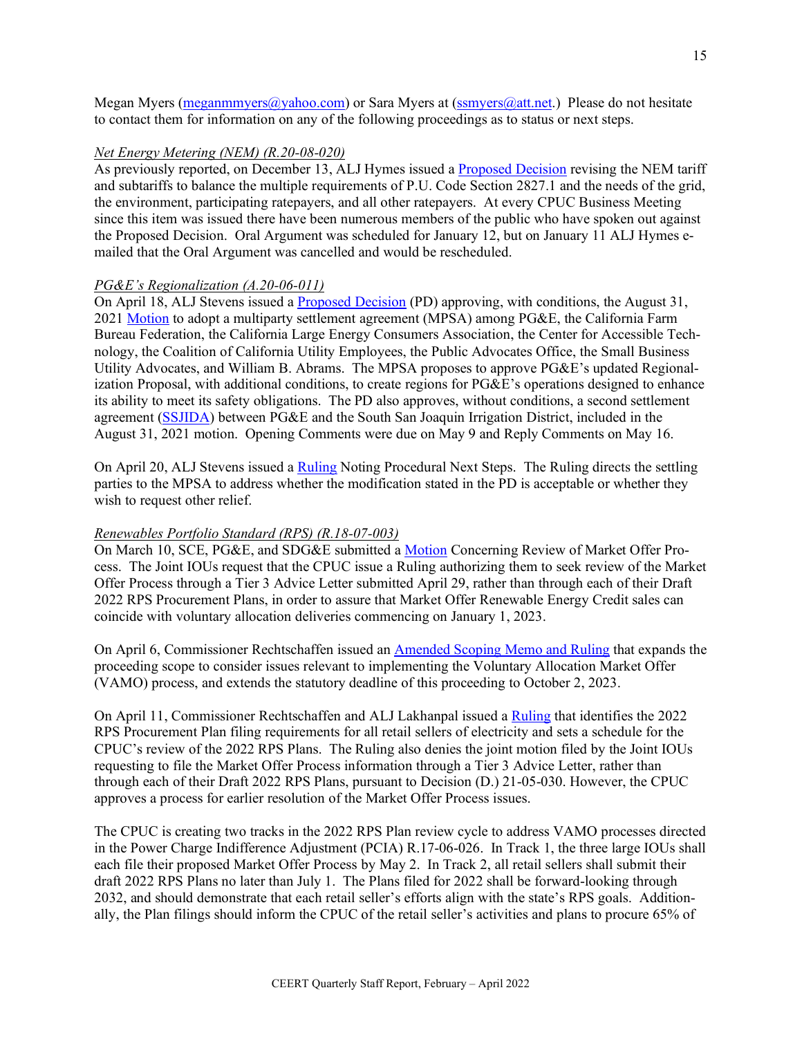Megan Myers (meganmmyers@yahoo.com) or Sara Myers at (ssmyers@att.net.) Please do not hesitate to contact them for information on any of the following proceedings as to status or next steps.

*Net Energy Metering (NEM) (R.20-08-020)*

As previously reported, on December 13, ALJ Hymes issued a Proposed Decision revising the NEM tariff and subtariffs to balance the multiple requirements of P.U. Code Section 2827.1 and the needs of the grid, the environment, participating ratepayers, and all other ratepayers. At every CPUC Business Meeting since this item was issued there have been numerous members of the public who have spoken out against the Proposed Decision. Oral Argument was scheduled for January 12, but on January 11 ALJ Hymes e-mailed that the Oral Argument was cancelled and would be rescheduled.

*PG&E's Regionalization (A.20-06-011)*

On April 18, ALJ Stevens issued a Proposed Decision (PD) approving, with conditions, the August 31, 2021 Motion to adopt a multiparty settlement agreement (MPSA) among PG&E, the California Farm Bureau Federation, the California Large Energy Consumers Association, the Center for Accessible Technology, the Coalition of California Utility Employees, the Public Advocates Office, the Small Business Utility Advocates, and William B. Abrams. The MPSA proposes to approve PG&E's updated Regionalization Proposal, with additional conditions, to create regions for PG&E's operations designed to enhance its ability to meet its safety obligations. The PD also approves, without conditions, a second settlement agreement (SSJIDA) between PG&E and the South San Joaquin Irrigation District, included in the August 31, 2021 motion. Opening Comments were due on May 9 and Reply Comments on May 16.

On April 20, ALJ Stevens issued a Ruling Noting Procedural Next Steps. The Ruling directs the settling parties to the MPSA to address whether the modification stated in the PD is acceptable or whether they wish to request other relief.

*Renewables Portfolio Standard (RPS) (R.18-07-003)*

On March 10, SCE, PG&E, and SDG&E submitted a Motion Concerning Review of Market Offer Process. The Joint IOUs request that the CPUC issue a Ruling authorizing them to seek review of the Market Offer Process through a Tier 3 Advice Letter submitted April 29, rather than through each of their Draft 2022 RPS Procurement Plans, in order to assure that Market Offer Renewable Energy Credit sales can coincide with voluntary allocation deliveries commencing on January 1, 2023.

On April 6, Commissioner Rechtschaffen issued an Amended Scoping Memo and Ruling that expands the proceeding scope to consider issues relevant to implementing the Voluntary Allocation Market Offer (VAMO) process, and extends the statutory deadline of this proceeding to October 2, 2023.

On April 11, Commissioner Rechtschaffen and ALJ Lakhanpal issued a Ruling that identifies the 2022 RPS Procurement Plan filing requirements for all retail sellers of electricity and sets a schedule for the CPUC's review of the 2022 RPS Plans. The Ruling also denies the joint motion filed by the Joint IOUs requesting to file the Market Offer Process information through a Tier 3 Advice Letter, rather than through each of their Draft 2022 RPS Plans, pursuant to Decision (D.) 21-05-030. However, the CPUC approves a process for earlier resolution of the Market Offer Process issues.

The CPUC is creating two tracks in the 2022 RPS Plan review cycle to address VAMO processes directed in the Power Charge Indifference Adjustment (PCIA) R.17-06-026. In Track 1, the three large IOUs shall each file their proposed Market Offer Process by May 2. In Track 2, all retail sellers shall submit their draft 2022 RPS Plans no later than July 1. The Plans filed for 2022 shall be forward-looking through 2032, and should demonstrate that each retail seller's efforts align with the state's RPS goals. Additionally, the Plan filings should inform the CPUC of the retail seller's activities and plans to procure 65% of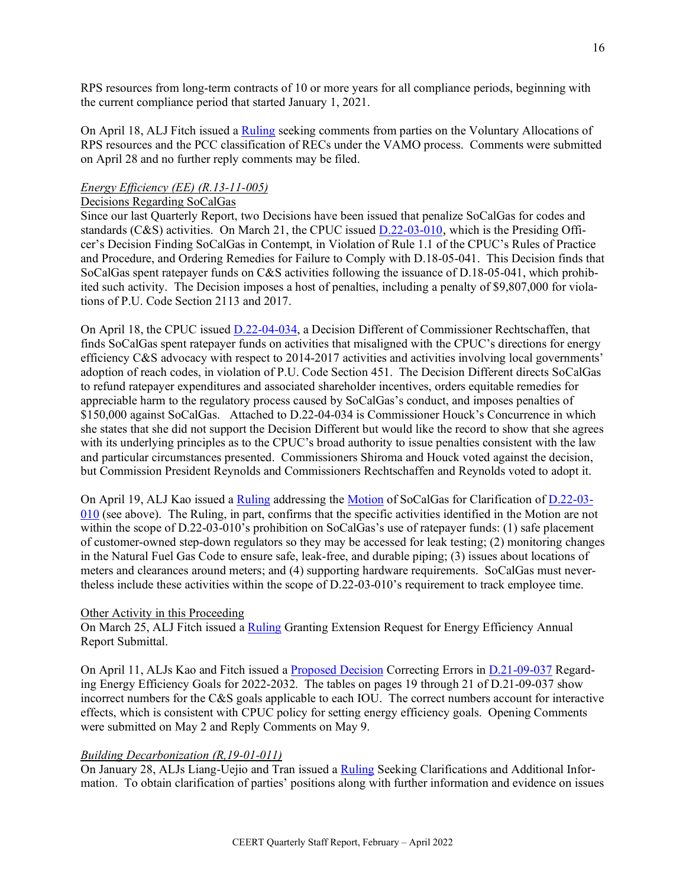RPS resources from long-term contracts of 10 or more years for all compliance periods, beginning with the current compliance period that started January 1, 2021.

On April 18, ALJ Fitch issued a Ruling seeking comments from parties on the Voluntary Allocations of RPS resources and the PCC classification of RECs under the VAMO process. Comments were submitted on April 28 and no further reply comments may be filed.

*Energy Efficiency (EE) (R.13-11-005)*

Decisions Regarding SoCalGas

Since our last Quarterly Report, two Decisions have been issued that penalize SoCalGas for codes and standards (C&S) activities. On March 21, the CPUC issued D.22-03-010, which is the Presiding Officer's Decision Finding SoCalGas in Contempt, in Violation of Rule 1.1 of the CPUC's Rules of Practice and Procedure, and Ordering Remedies for Failure to Comply with D.18-05-041. This Decision finds that SoCalGas spent ratepayer funds on C&S activities following the issuance of D.18-05-041, which prohibited such activity. The Decision imposes a host of penalties, including a penalty of $9,807,000 for violations of P.U. Code Section 2113 and 2017.

On April 18, the CPUC issued D.22-04-034, a Decision Different of Commissioner Rechtschaffen, that finds SoCalGas spent ratepayer funds on activities that misaligned with the CPUC's directions for energy efficiency C&S advocacy with respect to 2014-2017 activities and activities involving local governments' adoption of reach codes, in violation of P.U. Code Section 451. The Decision Different directs SoCalGas to refund ratepayer expenditures and associated shareholder incentives, orders equitable remedies for appreciable harm to the regulatory process caused by SoCalGas's conduct, and imposes penalties of $150,000 against SoCalGas. Attached to D.22-04-034 is Commissioner Houck's Concurrence in which she states that she did not support the Decision Different but would like the record to show that she agrees with its underlying principles as to the CPUC's broad authority to issue penalties consistent with the law and particular circumstances presented. Commissioners Shiroma and Houck voted against the decision, but Commission President Reynolds and Commissioners Rechtschaffen and Reynolds voted to adopt it.

On April 19, ALJ Kao issued a Ruling addressing the Motion of SoCalGas for Clarification of D.22-03-010 (see above). The Ruling, in part, confirms that the specific activities identified in the Motion are not within the scope of D.22-03-010's prohibition on SoCalGas's use of ratepayer funds: (1) safe placement of customer-owned step-down regulators so they may be accessed for leak testing; (2) monitoring changes in the Natural Fuel Gas Code to ensure safe, leak-free, and durable piping; (3) issues about locations of meters and clearances around meters; and (4) supporting hardware requirements. SoCalGas must nevertheless include these activities within the scope of D.22-03-010's requirement to track employee time.

Other Activity in this Proceeding

On March 25, ALJ Fitch issued a Ruling Granting Extension Request for Energy Efficiency Annual Report Submittal.

On April 11, ALJs Kao and Fitch issued a Proposed Decision Correcting Errors in D.21-09-037 Regarding Energy Efficiency Goals for 2022-2032. The tables on pages 19 through 21 of D.21-09-037 show incorrect numbers for the C&S goals applicable to each IOU. The correct numbers account for interactive effects, which is consistent with CPUC policy for setting energy efficiency goals. Opening Comments were submitted on May 2 and Reply Comments on May 9.

*Building Decarbonization (R,19-01-011)*

On January 28, ALJs Liang-Uejio and Tran issued a Ruling Seeking Clarifications and Additional Information. To obtain clarification of parties' positions along with further information and evidence on issues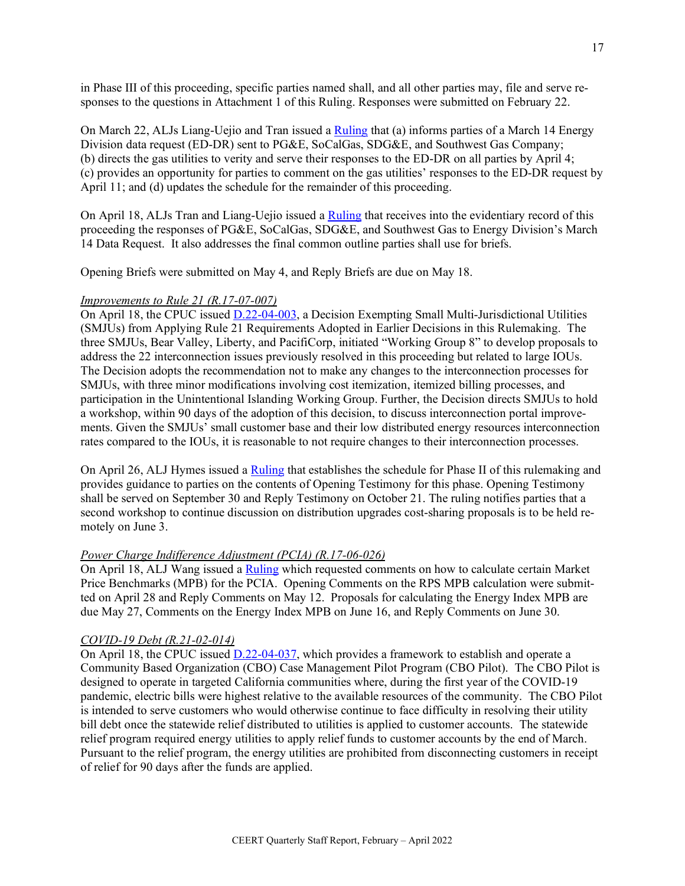in Phase III of this proceeding, specific parties named shall, and all other parties may, file and serve responses to the questions in Attachment 1 of this Ruling. Responses were submitted on February 22.

On March 22, ALJs Liang-Uejio and Tran issued a [Ruling](#) that (a) informs parties of a March 14 Energy Division data request (ED-DR) sent to PG&E, SoCalGas, SDG&E, and Southwest Gas Company; (b) directs the gas utilities to verity and serve their responses to the ED-DR on all parties by April 4; (c) provides an opportunity for parties to comment on the gas utilities' responses to the ED-DR request by April 11; and (d) updates the schedule for the remainder of this proceeding.

On April 18, ALJs Tran and Liang-Uejio issued a [Ruling](#) that receives into the evidentiary record of this proceeding the responses of PG&E, SoCalGas, SDG&E, and Southwest Gas to Energy Division's March 14 Data Request. It also addresses the final common outline parties shall use for briefs.

Opening Briefs were submitted on May 4, and Reply Briefs are due on May 18.

*Improvements to Rule 21 (R.17-07-007)*

On April 18, the CPUC issued [D.22-04-003](#), a Decision Exempting Small Multi-Jurisdictional Utilities (SMJUs) from Applying Rule 21 Requirements Adopted in Earlier Decisions in this Rulemaking. The three SMJUs, Bear Valley, Liberty, and PacifiCorp, initiated "Working Group 8" to develop proposals to address the 22 interconnection issues previously resolved in this proceeding but related to large IOUs. The Decision adopts the recommendation not to make any changes to the interconnection processes for SMJUs, with three minor modifications involving cost itemization, itemized billing processes, and participation in the Unintentional Islanding Working Group. Further, the Decision directs SMJUs to hold a workshop, within 90 days of the adoption of this decision, to discuss interconnection portal improvements. Given the SMJUs' small customer base and their low distributed energy resources interconnection rates compared to the IOUs, it is reasonable to not require changes to their interconnection processes.

On April 26, ALJ Hymes issued a [Ruling](#) that establishes the schedule for Phase II of this rulemaking and provides guidance to parties on the contents of Opening Testimony for this phase. Opening Testimony shall be served on September 30 and Reply Testimony on October 21. The ruling notifies parties that a second workshop to continue discussion on distribution upgrades cost-sharing proposals is to be held remotely on June 3.

*Power Charge Indifference Adjustment (PCIA) (R.17-06-026)*

On April 18, ALJ Wang issued a [Ruling](#) which requested comments on how to calculate certain Market Price Benchmarks (MPB) for the PCIA. Opening Comments on the RPS MPB calculation were submitted on April 28 and Reply Comments on May 12. Proposals for calculating the Energy Index MPB are due May 27, Comments on the Energy Index MPB on June 16, and Reply Comments on June 30.

*COVID-19 Debt (R.21-02-014)*

On April 18, the CPUC issued [D.22-04-037](#), which provides a framework to establish and operate a Community Based Organization (CBO) Case Management Pilot Program (CBO Pilot). The CBO Pilot is designed to operate in targeted California communities where, during the first year of the COVID-19 pandemic, electric bills were highest relative to the available resources of the community. The CBO Pilot is intended to serve customers who would otherwise continue to face difficulty in resolving their utility bill debt once the statewide relief distributed to utilities is applied to customer accounts. The statewide relief program required energy utilities to apply relief funds to customer accounts by the end of March. Pursuant to the relief program, the energy utilities are prohibited from disconnecting customers in receipt of relief for 90 days after the funds are applied.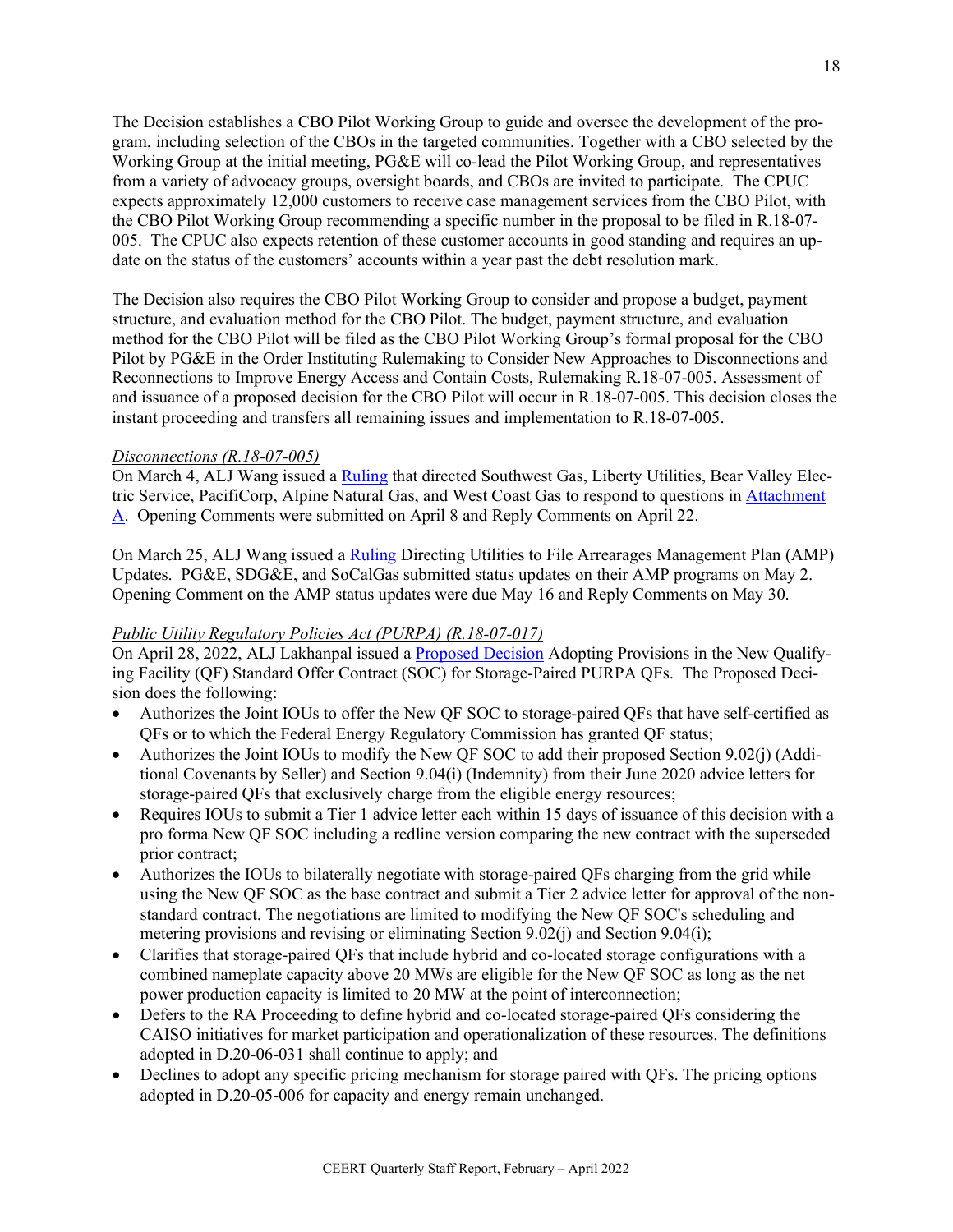The Decision establishes a CBO Pilot Working Group to guide and oversee the development of the program, including selection of the CBOs in the targeted communities. Together with a CBO selected by the Working Group at the initial meeting, PG&E will co-lead the Pilot Working Group, and representatives from a variety of advocacy groups, oversight boards, and CBOs are invited to participate. The CPUC expects approximately 12,000 customers to receive case management services from the CBO Pilot, with the CBO Pilot Working Group recommending a specific number in the proposal to be filed in R.18-07-005. The CPUC also expects retention of these customer accounts in good standing and requires an update on the status of the customers' accounts within a year past the debt resolution mark.

The Decision also requires the CBO Pilot Working Group to consider and propose a budget, payment structure, and evaluation method for the CBO Pilot. The budget, payment structure, and evaluation method for the CBO Pilot will be filed as the CBO Pilot Working Group's formal proposal for the CBO Pilot by PG&E in the Order Instituting Rulemaking to Consider New Approaches to Disconnections and Reconnections to Improve Energy Access and Contain Costs, Rulemaking R.18-07-005. Assessment of and issuance of a proposed decision for the CBO Pilot will occur in R.18-07-005. This decision closes the instant proceeding and transfers all remaining issues and implementation to R.18-07-005.

*Disconnections (R.18-07-005)*

On March 4, ALJ Wang issued a Ruling that directed Southwest Gas, Liberty Utilities, Bear Valley Electric Service, PacifiCorp, Alpine Natural Gas, and West Coast Gas to respond to questions in Attachment A. Opening Comments were submitted on April 8 and Reply Comments on April 22.

On March 25, ALJ Wang issued a Ruling Directing Utilities to File Arrearages Management Plan (AMP) Updates. PG&E, SDG&E, and SoCalGas submitted status updates on their AMP programs on May 2. Opening Comment on the AMP status updates were due May 16 and Reply Comments on May 30.

*Public Utility Regulatory Policies Act (PURPA) (R.18-07-017)*

On April 28, 2022, ALJ Lakhanpal issued a Proposed Decision Adopting Provisions in the New Qualifying Facility (QF) Standard Offer Contract (SOC) for Storage-Paired PURPA QFs. The Proposed Decision does the following:

- Authorizes the Joint IOUs to offer the New QF SOC to storage-paired QFs that have self-certified as QFs or to which the Federal Energy Regulatory Commission has granted QF status;
- Authorizes the Joint IOUs to modify the New QF SOC to add their proposed Section 9.02(j) (Additional Covenants by Seller) and Section 9.04(i) (Indemnity) from their June 2020 advice letters for storage-paired QFs that exclusively charge from the eligible energy resources;
- Requires IOUs to submit a Tier 1 advice letter each within 15 days of issuance of this decision with a pro forma New QF SOC including a redline version comparing the new contract with the superseded prior contract;
- Authorizes the IOUs to bilaterally negotiate with storage-paired QFs charging from the grid while using the New QF SOC as the base contract and submit a Tier 2 advice letter for approval of the non-standard contract. The negotiations are limited to modifying the New QF SOC's scheduling and metering provisions and revising or eliminating Section 9.02(j) and Section 9.04(i);
- Clarifies that storage-paired QFs that include hybrid and co-located storage configurations with a combined nameplate capacity above 20 MWs are eligible for the New QF SOC as long as the net power production capacity is limited to 20 MW at the point of interconnection;
- Defers to the RA Proceeding to define hybrid and co-located storage-paired QFs considering the CAISO initiatives for market participation and operationalization of these resources. The definitions adopted in D.20-06-031 shall continue to apply; and
- Declines to adopt any specific pricing mechanism for storage paired with QFs. The pricing options adopted in D.20-05-006 for capacity and energy remain unchanged.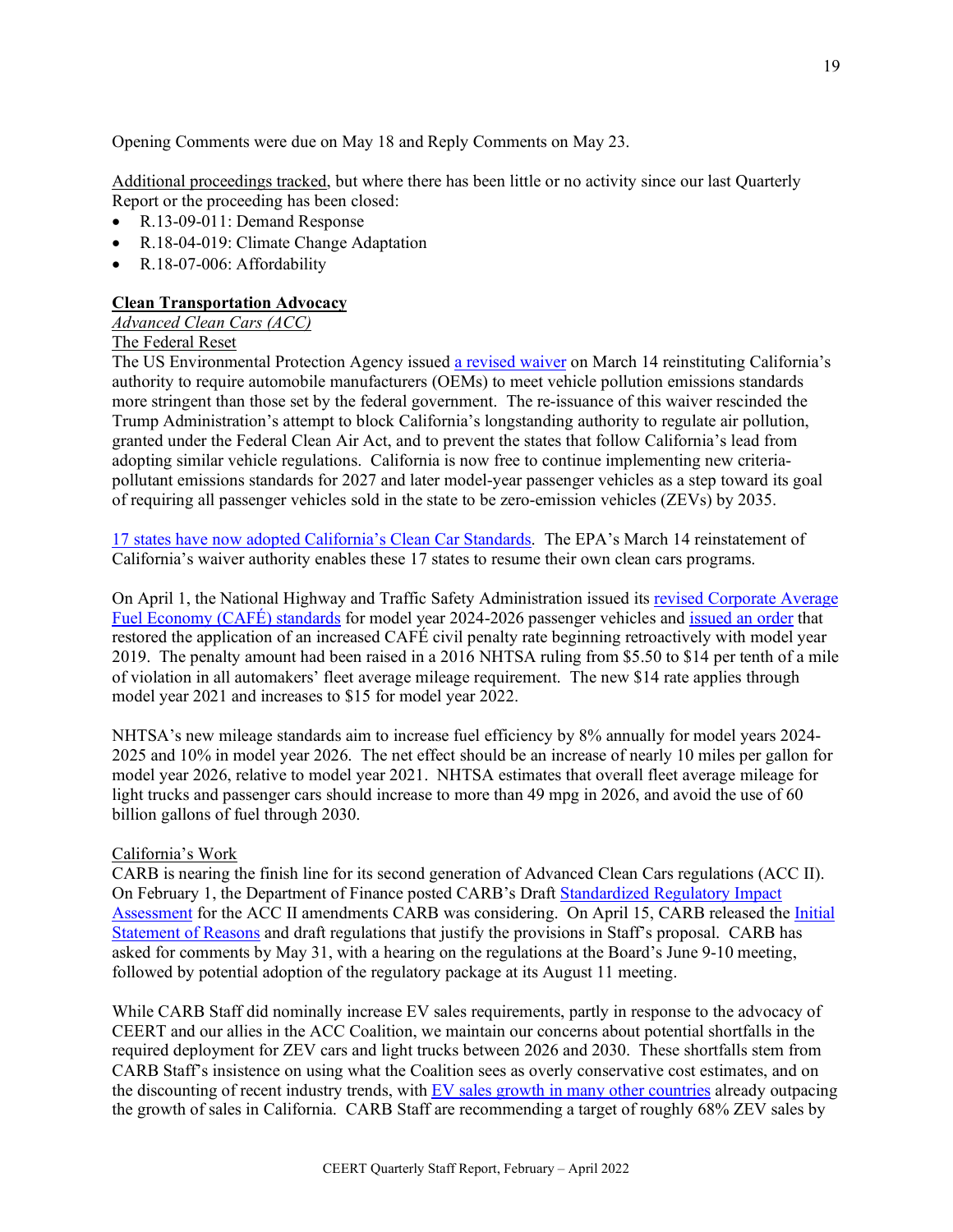Opening Comments were due on May 18 and Reply Comments on May 23.

Additional proceedings tracked, but where there has been little or no activity since our last Quarterly Report or the proceeding has been closed:

- R.13-09-011: Demand Response
- R.18-04-019: Climate Change Adaptation
- R.18-07-006: Affordability

**Clean Transportation Advocacy**

*Advanced Clean Cars (ACC)*

The Federal Reset

The US Environmental Protection Agency issued a revised waiver on March 14 reinstituting California's authority to require automobile manufacturers (OEMs) to meet vehicle pollution emissions standards more stringent than those set by the federal government. The re-issuance of this waiver rescinded the Trump Administration's attempt to block California's longstanding authority to regulate air pollution, granted under the Federal Clean Air Act, and to prevent the states that follow California's lead from adopting similar vehicle regulations. California is now free to continue implementing new criteria-pollutant emissions standards for 2027 and later model-year passenger vehicles as a step toward its goal of requiring all passenger vehicles sold in the state to be zero-emission vehicles (ZEVs) by 2035.

17 states have now adopted California's Clean Car Standards. The EPA's March 14 reinstatement of California's waiver authority enables these 17 states to resume their own clean cars programs.

On April 1, the National Highway and Traffic Safety Administration issued its revised Corporate Average Fuel Economy (CAFÉ) standards for model year 2024-2026 passenger vehicles and issued an order that restored the application of an increased CAFÉ civil penalty rate beginning retroactively with model year 2019. The penalty amount had been raised in a 2016 NHTSA ruling from $5.50 to $14 per tenth of a mile of violation in all automakers' fleet average mileage requirement. The new $14 rate applies through model year 2021 and increases to $15 for model year 2022.

NHTSA's new mileage standards aim to increase fuel efficiency by 8% annually for model years 2024-2025 and 10% in model year 2026. The net effect should be an increase of nearly 10 miles per gallon for model year 2026, relative to model year 2021. NHTSA estimates that overall fleet average mileage for light trucks and passenger cars should increase to more than 49 mpg in 2026, and avoid the use of 60 billion gallons of fuel through 2030.

California's Work

CARB is nearing the finish line for its second generation of Advanced Clean Cars regulations (ACC II). On February 1, the Department of Finance posted CARB's Draft Standardized Regulatory Impact Assessment for the ACC II amendments CARB was considering. On April 15, CARB released the Initial Statement of Reasons and draft regulations that justify the provisions in Staff's proposal. CARB has asked for comments by May 31, with a hearing on the regulations at the Board's June 9-10 meeting, followed by potential adoption of the regulatory package at its August 11 meeting.

While CARB Staff did nominally increase EV sales requirements, partly in response to the advocacy of CEERT and our allies in the ACC Coalition, we maintain our concerns about potential shortfalls in the required deployment for ZEV cars and light trucks between 2026 and 2030. These shortfalls stem from CARB Staff's insistence on using what the Coalition sees as overly conservative cost estimates, and on the discounting of recent industry trends, with EV sales growth in many other countries already outpacing the growth of sales in California. CARB Staff are recommending a target of roughly 68% ZEV sales by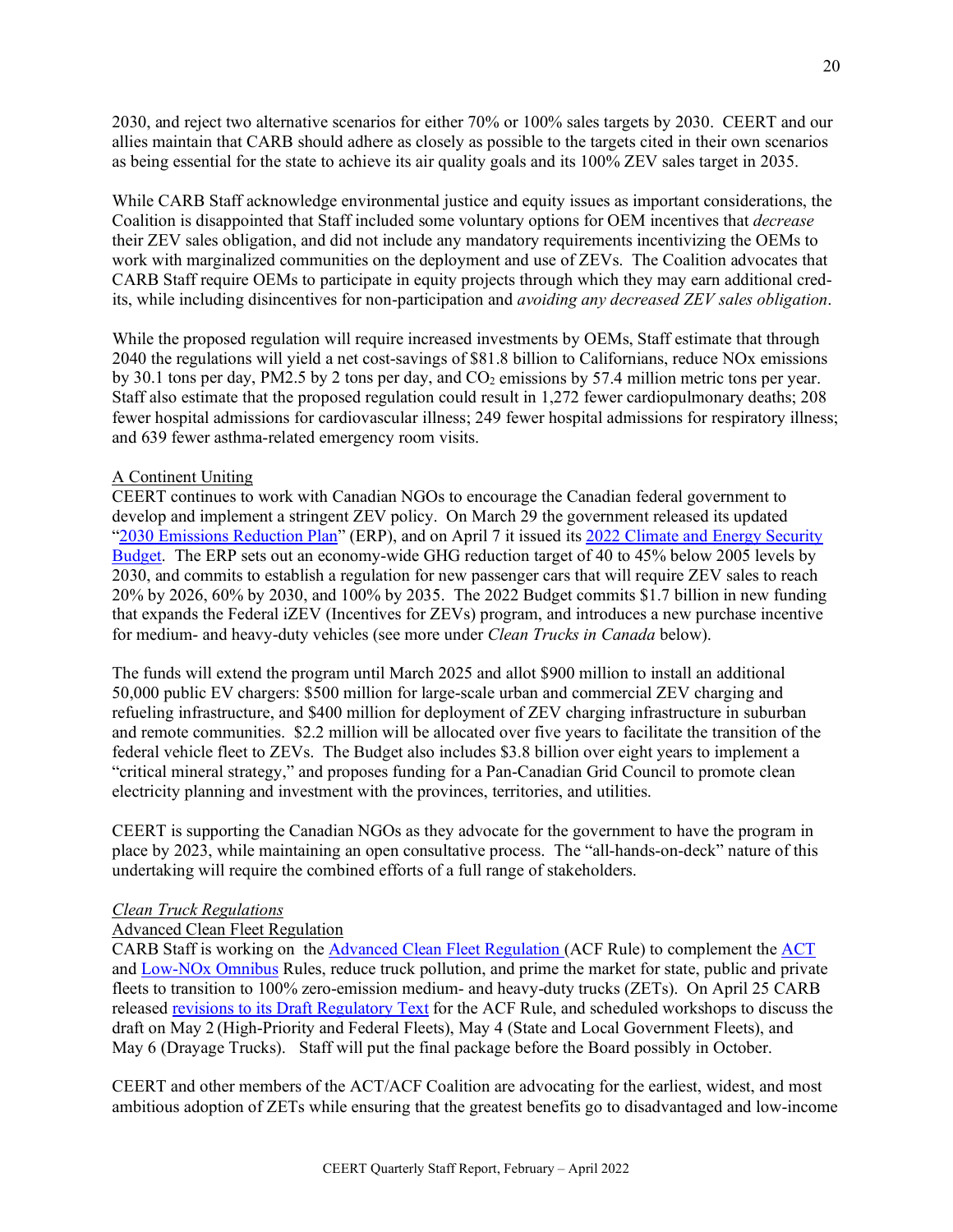2030, and reject two alternative scenarios for either 70% or 100% sales targets by 2030. CEERT and our allies maintain that CARB should adhere as closely as possible to the targets cited in their own scenarios as being essential for the state to achieve its air quality goals and its 100% ZEV sales target in 2035.

While CARB Staff acknowledge environmental justice and equity issues as important considerations, the Coalition is disappointed that Staff included some voluntary options for OEM incentives that *decrease* their ZEV sales obligation, and did not include any mandatory requirements incentivizing the OEMs to work with marginalized communities on the deployment and use of ZEVs. The Coalition advocates that CARB Staff require OEMs to participate in equity projects through which they may earn additional credits, while including disincentives for non-participation and *avoiding any decreased ZEV sales obligation*.

While the proposed regulation will require increased investments by OEMs, Staff estimate that through 2040 the regulations will yield a net cost-savings of $81.8 billion to Californians, reduce NOx emissions by 30.1 tons per day, PM2.5 by 2 tons per day, and $CO_2$ emissions by 57.4 million metric tons per year. Staff also estimate that the proposed regulation could result in 1,272 fewer cardiopulmonary deaths; 208 fewer hospital admissions for cardiovascular illness; 249 fewer hospital admissions for respiratory illness; and 639 fewer asthma-related emergency room visits.

A Continent Uniting

CEERT continues to work with Canadian NGOs to encourage the Canadian federal government to develop and implement a stringent ZEV policy. On March 29 the government released its updated "2030 Emissions Reduction Plan" (ERP), and on April 7 it issued its 2022 Climate and Energy Security Budget. The ERP sets out an economy-wide GHG reduction target of 40 to 45% below 2005 levels by 2030, and commits to establish a regulation for new passenger cars that will require ZEV sales to reach 20% by 2026, 60% by 2030, and 100% by 2035. The 2022 Budget commits $1.7 billion in new funding that expands the Federal iZEV (Incentives for ZEVs) program, and introduces a new purchase incentive for medium- and heavy-duty vehicles (see more under *Clean Trucks in Canada* below).

The funds will extend the program until March 2025 and allot $900 million to install an additional 50,000 public EV chargers: $500 million for large-scale urban and commercial ZEV charging and refueling infrastructure, and $400 million for deployment of ZEV charging infrastructure in suburban and remote communities. $2.2 million will be allocated over five years to facilitate the transition of the federal vehicle fleet to ZEVs. The Budget also includes $3.8 billion over eight years to implement a "critical mineral strategy," and proposes funding for a Pan-Canadian Grid Council to promote clean electricity planning and investment with the provinces, territories, and utilities.

CEERT is supporting the Canadian NGOs as they advocate for the government to have the program in place by 2023, while maintaining an open consultative process. The "all-hands-on-deck" nature of this undertaking will require the combined efforts of a full range of stakeholders.

*Clean Truck Regulations*

Advanced Clean Fleet Regulation

CARB Staff is working on the Advanced Clean Fleet Regulation (ACF Rule) to complement the ACT and Low-NOx Omnibus Rules, reduce truck pollution, and prime the market for state, public and private fleets to transition to 100% zero-emission medium- and heavy-duty trucks (ZETs). On April 25 CARB released revisions to its Draft Regulatory Text for the ACF Rule, and scheduled workshops to discuss the draft on May 2 (High-Priority and Federal Fleets), May 4 (State and Local Government Fleets), and May 6 (Drayage Trucks). Staff will put the final package before the Board possibly in October.

CEERT and other members of the ACT/ACF Coalition are advocating for the earliest, widest, and most ambitious adoption of ZETs while ensuring that the greatest benefits go to disadvantaged and low-income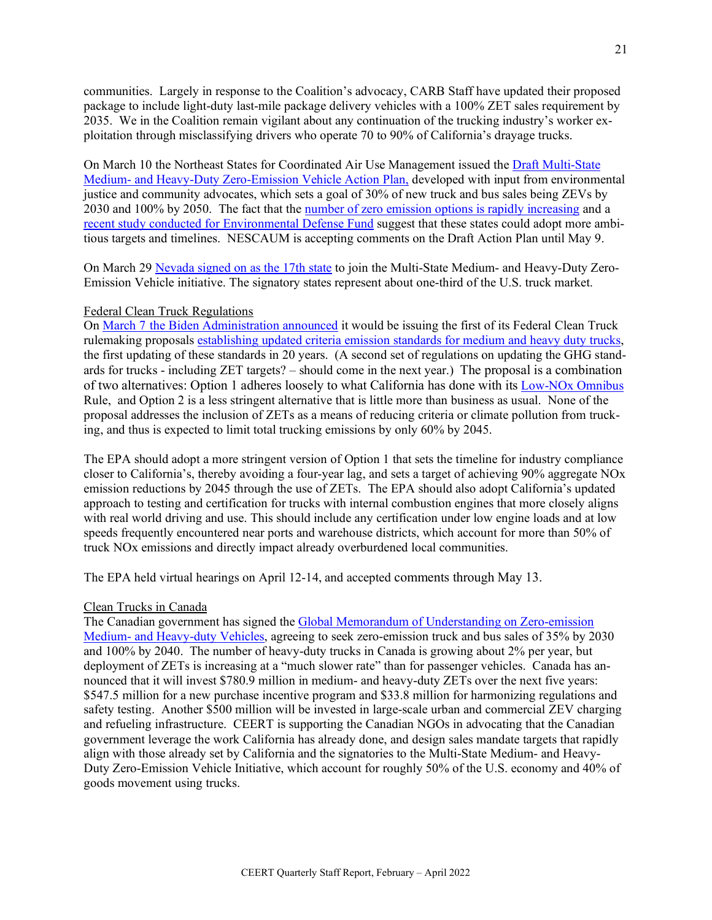communities. Largely in response to the Coalition's advocacy, CARB Staff have updated their proposed package to include light-duty last-mile package delivery vehicles with a 100% ZET sales requirement by 2035. We in the Coalition remain vigilant about any continuation of the trucking industry's worker exploitation through misclassifying drivers who operate 70 to 90% of California's drayage trucks.

On March 10 the Northeast States for Coordinated Air Use Management issued the Draft Multi-State Medium- and Heavy-Duty Zero-Emission Vehicle Action Plan, developed with input from environmental justice and community advocates, which sets a goal of 30% of new truck and bus sales being ZEVs by 2030 and 100% by 2050. The fact that the number of zero emission options is rapidly increasing and a recent study conducted for Environmental Defense Fund suggest that these states could adopt more ambitious targets and timelines. NESCAUM is accepting comments on the Draft Action Plan until May 9.

On March 29 Nevada signed on as the 17th state to join the Multi-State Medium- and Heavy-Duty Zero-Emission Vehicle initiative. The signatory states represent about one-third of the U.S. truck market.

Federal Clean Truck Regulations

On March 7 the Biden Administration announced it would be issuing the first of its Federal Clean Truck rulemaking proposals establishing updated criteria emission standards for medium and heavy duty trucks, the first updating of these standards in 20 years. (A second set of regulations on updating the GHG standards for trucks - including ZET targets? – should come in the next year.) The proposal is a combination of two alternatives: Option 1 adheres loosely to what California has done with its Low-NOx Omnibus Rule, and Option 2 is a less stringent alternative that is little more than business as usual. None of the proposal addresses the inclusion of ZETs as a means of reducing criteria or climate pollution from trucking, and thus is expected to limit total trucking emissions by only 60% by 2045.

The EPA should adopt a more stringent version of Option 1 that sets the timeline for industry compliance closer to California's, thereby avoiding a four-year lag, and sets a target of achieving 90% aggregate NOx emission reductions by 2045 through the use of ZETs. The EPA should also adopt California's updated approach to testing and certification for trucks with internal combustion engines that more closely aligns with real world driving and use. This should include any certification under low engine loads and at low speeds frequently encountered near ports and warehouse districts, which account for more than 50% of truck NOx emissions and directly impact already overburdened local communities.

The EPA held virtual hearings on April 12-14, and accepted comments through May 13.

Clean Trucks in Canada

The Canadian government has signed the Global Memorandum of Understanding on Zero-emission Medium- and Heavy-duty Vehicles, agreeing to seek zero-emission truck and bus sales of 35% by 2030 and 100% by 2040. The number of heavy-duty trucks in Canada is growing about 2% per year, but deployment of ZETs is increasing at a "much slower rate" than for passenger vehicles. Canada has announced that it will invest $780.9 million in medium- and heavy-duty ZETs over the next five years: $547.5 million for a new purchase incentive program and $33.8 million for harmonizing regulations and safety testing. Another $500 million will be invested in large-scale urban and commercial ZEV charging and refueling infrastructure. CEERT is supporting the Canadian NGOs in advocating that the Canadian government leverage the work California has already done, and design sales mandate targets that rapidly align with those already set by California and the signatories to the Multi-State Medium- and Heavy-Duty Zero-Emission Vehicle Initiative, which account for roughly 50% of the U.S. economy and 40% of goods movement using trucks.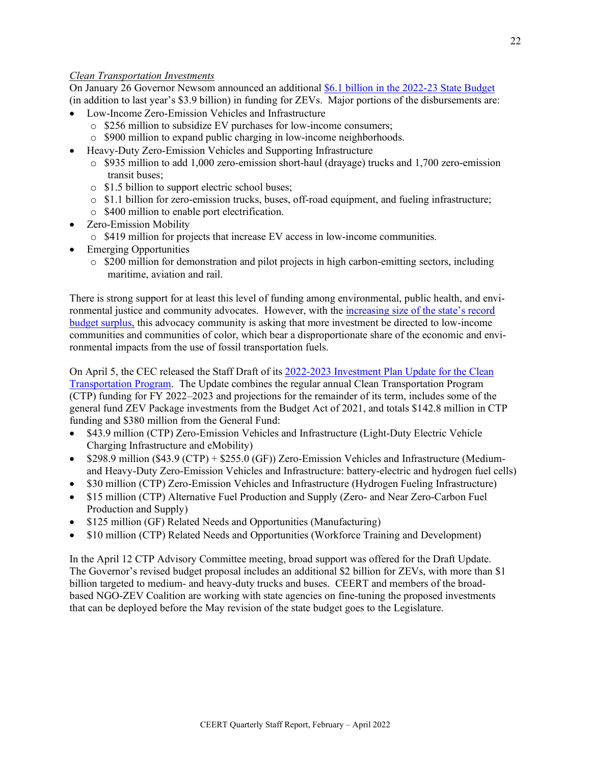*Clean Transportation Investments*

On January 26 Governor Newsom announced an additional [$6.1 billion in the 2022-23 State Budget](#) (in addition to last year's $3.9 billion) in funding for ZEVs. Major portions of the disbursements are:

- Low-Income Zero-Emission Vehicles and Infrastructure
  - $256 million to subsidize EV purchases for low-income consumers;
  - $900 million to expand public charging in low-income neighborhoods.
- Heavy-Duty Zero-Emission Vehicles and Supporting Infrastructure
  - $935 million to add 1,000 zero-emission short-haul (drayage) trucks and 1,700 zero-emission transit buses;
  - $1.5 billion to support electric school buses;
  - $1.1 billion for zero-emission trucks, buses, off-road equipment, and fueling infrastructure;
  - $400 million to enable port electrification.
- Zero-Emission Mobility
  - $419 million for projects that increase EV access in low-income communities.
- Emerging Opportunities
  - $200 million for demonstration and pilot projects in high carbon-emitting sectors, including maritime, aviation and rail.

There is strong support for at least this level of funding among environmental, public health, and environmental justice and community advocates. However, with the [increasing size of the state's record budget surplus,](#) this advocacy community is asking that more investment be directed to low-income communities and communities of color, which bear a disproportionate share of the economic and environmental impacts from the use of fossil transportation fuels.

On April 5, the CEC released the Staff Draft of its [2022-2023 Investment Plan Update for the Clean Transportation Program](#). The Update combines the regular annual Clean Transportation Program (CTP) funding for FY 2022–2023 and projections for the remainder of its term, includes some of the general fund ZEV Package investments from the Budget Act of 2021, and totals $142.8 million in CTP funding and $380 million from the General Fund:

- $43.9 million (CTP) Zero-Emission Vehicles and Infrastructure (Light-Duty Electric Vehicle Charging Infrastructure and eMobility)
- $298.9 million ($43.9 (CTP) + $255.0 (GF)) Zero-Emission Vehicles and Infrastructure (Medium- and Heavy-Duty Zero-Emission Vehicles and Infrastructure: battery-electric and hydrogen fuel cells)
- $30 million (CTP) Zero-Emission Vehicles and Infrastructure (Hydrogen Fueling Infrastructure)
- $15 million (CTP) Alternative Fuel Production and Supply (Zero- and Near Zero-Carbon Fuel Production and Supply)
- $125 million (GF) Related Needs and Opportunities (Manufacturing)
- $10 million (CTP) Related Needs and Opportunities (Workforce Training and Development)

In the April 12 CTP Advisory Committee meeting, broad support was offered for the Draft Update. The Governor's revised budget proposal includes an additional $2 billion for ZEVs, with more than $1 billion targeted to medium- and heavy-duty trucks and buses. CEERT and members of the broad-based NGO-ZEV Coalition are working with state agencies on fine-tuning the proposed investments that can be deployed before the May revision of the state budget goes to the Legislature.